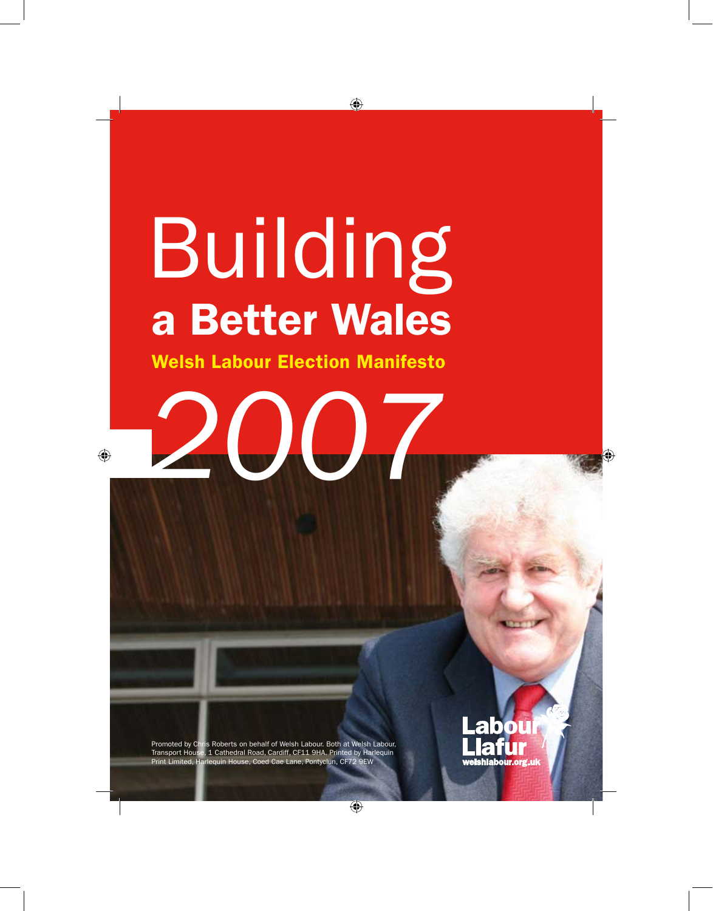# Building a Better Wales

## Welsh Labour Election Manifesto

# 2007

Promoted by Chris Roberts on behalf of Welsh Labour. Both at Welsh Labour, Transport House, 1 Cathedral Road, Cardiff, CF11 9HA. Printed by Harlequin Print Limited, Harlequin House, Coed Cae Lane, Pontyclun, CF72 9EW

Labour
Llafur
welshlabour.org.uk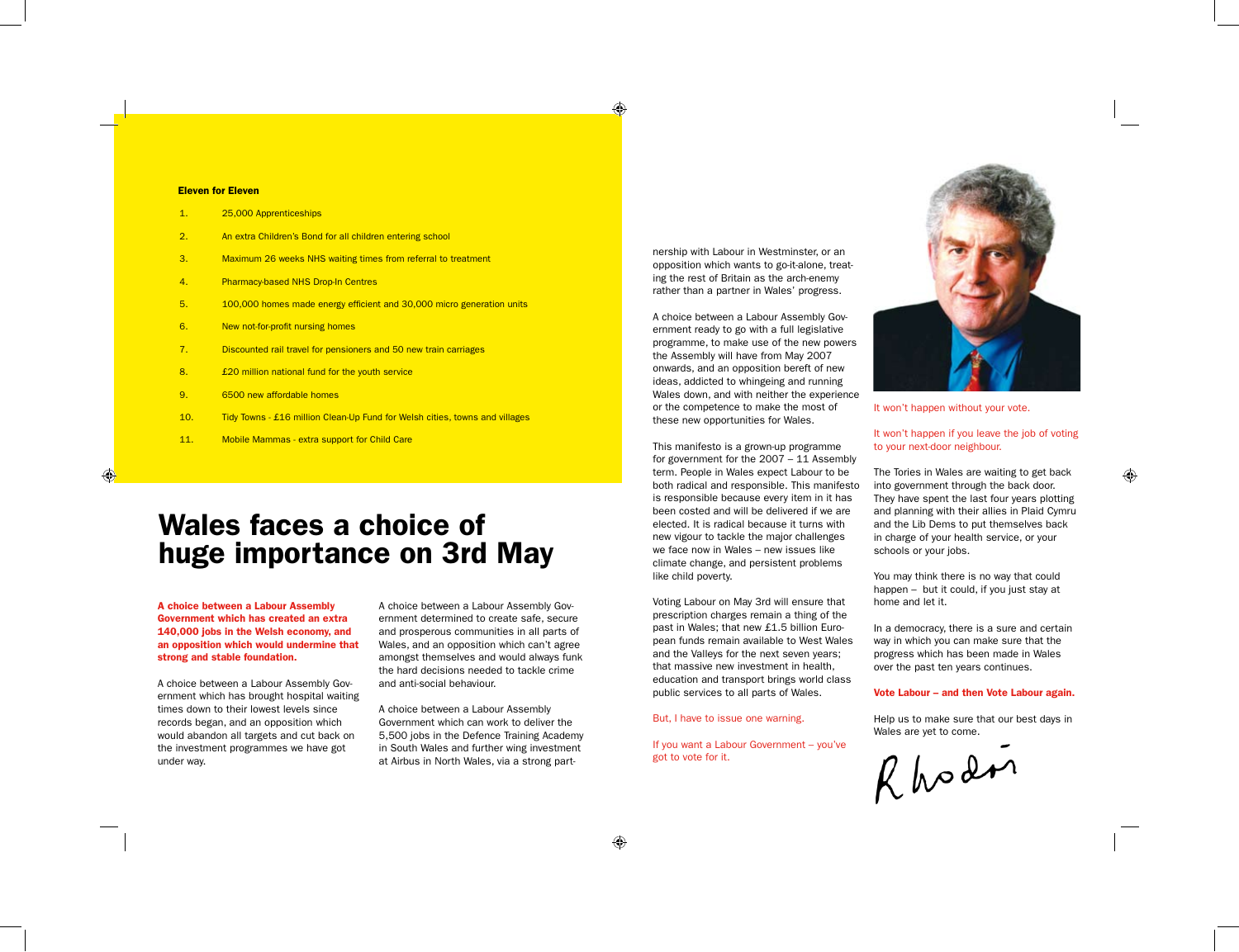**Eleven for Eleven**

1. 25,000 Apprenticeships
2. An extra Children's Bond for all children entering school
3. Maximum 26 weeks NHS waiting times from referral to treatment
4. Pharmacy-based NHS Drop-In Centres
5. 100,000 homes made energy efficient and 30,000 micro generation units
6. New not-for-profit nursing homes
7. Discounted rail travel for pensioners and 50 new train carriages
8. £20 million national fund for the youth service
9. 6500 new affordable homes
10. Tidy Towns - £16 million Clean-Up Fund for Welsh cities, towns and villages
11. Mobile Mammas - extra support for Child Care

# Wales faces a choice of huge importance on 3rd May

**A choice between a Labour Assembly Government which has created an extra 140,000 jobs in the Welsh economy, and an opposition which would undermine that strong and stable foundation.**

A choice between a Labour Assembly Government which has brought hospital waiting times down to their lowest levels since records began, and an opposition which would abandon all targets and cut back on the investment programmes we have got under way.

A choice between a Labour Assembly Government determined to create safe, secure and prosperous communities in all parts of Wales, and an opposition which can't agree amongst themselves and would always funk the hard decisions needed to tackle crime and anti-social behaviour.

A choice between a Labour Assembly Government which can work to deliver the 5,500 jobs in the Defence Training Academy in South Wales and further wing investment at Airbus in North Wales, via a strong partnership with Labour in Westminster, or an opposition which wants to go-it-alone, treating the rest of Britain as the arch-enemy rather than a partner in Wales' progress.

A choice between a Labour Assembly Government ready to go with a full legislative programme, to make use of the new powers the Assembly will have from May 2007 onwards, and an opposition bereft of new ideas, addicted to whingeing and running Wales down, and with neither the experience or the competence to make the most of these new opportunities for Wales.

This manifesto is a grown-up programme for government for the 2007 – 11 Assembly term. People in Wales expect Labour to be both radical and responsible. This manifesto is responsible because every item in it has been costed and will be delivered if we are elected. It is radical because it turns with new vigour to tackle the major challenges we face now in Wales – new issues like climate change, and persistent problems like child poverty.

Voting Labour on May 3rd will ensure that prescription charges remain a thing of the past in Wales; that new £1.5 billion European funds remain available to West Wales and the Valleys for the next seven years; that massive new investment in health, education and transport brings world class public services to all parts of Wales.

But, I have to issue one warning.

If you want a Labour Government – you've got to vote for it.

It won't happen without your vote.

It won't happen if you leave the job of voting to your next-door neighbour.

The Tories in Wales are waiting to get back into government through the back door. They have spent the last four years plotting and planning with their allies in Plaid Cymru and the Lib Dems to put themselves back in charge of your health service, or your schools or your jobs.

You may think there is no way that could happen – but it could, if you just stay at home and let it.

In a democracy, there is a sure and certain way in which you can make sure that the progress which has been made in Wales over the past ten years continues.

**Vote Labour – and then Vote Labour again.**

Help us to make sure that our best days in Wales are yet to come.

Rhodri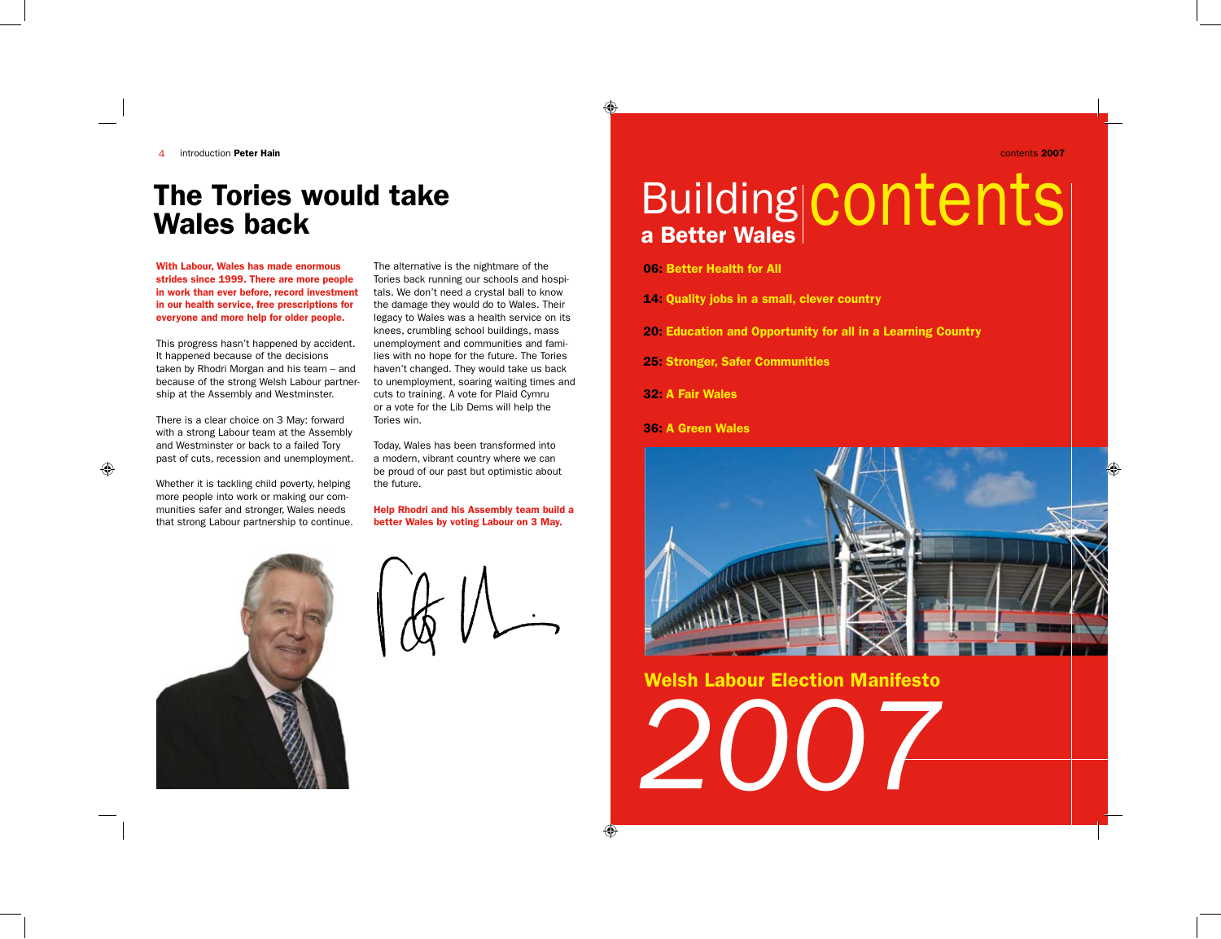# The Tories would take Wales back

**With Labour, Wales has made enormous strides since 1999. There are more people in work than ever before, record investment in our health service, free prescriptions for everyone and more help for older people.**

This progress hasn't happened by accident. It happened because of the decisions taken by Rhodri Morgan and his team – and because of the strong Welsh Labour partnership at the Assembly and Westminster.

There is a clear choice on 3 May: forward with a strong Labour team at the Assembly and Westminster or back to a failed Tory past of cuts, recession and unemployment.

Whether it is tackling child poverty, helping more people into work or making our communities safer and stronger, Wales needs that strong Labour partnership to continue.

The alternative is the nightmare of the Tories back running our schools and hospitals. We don't need a crystal ball to know the damage they would do to Wales. Their legacy to Wales was a health service on its knees, crumbling school buildings, mass unemployment and communities and families with no hope for the future. The Tories haven't changed. They would take us back to unemployment, soaring waiting times and cuts to training. A vote for Plaid Cymru or a vote for the Lib Dems will help the Tories win.

Today, Wales has been transformed into a modern, vibrant country where we can be proud of our past but optimistic about the future.

**Help Rhodri and his Assembly team build a better Wales by voting Labour on 3 May.**

# Building a Better Wales contents

**06: Better Health for All**

**14: Quality jobs in a small, clever country**

**20: Education and Opportunity for all in a Learning Country**

**25: Stronger, Safer Communities**

**32: A Fair Wales**

**36: A Green Wales**

**Welsh Labour Election Manifesto**

2007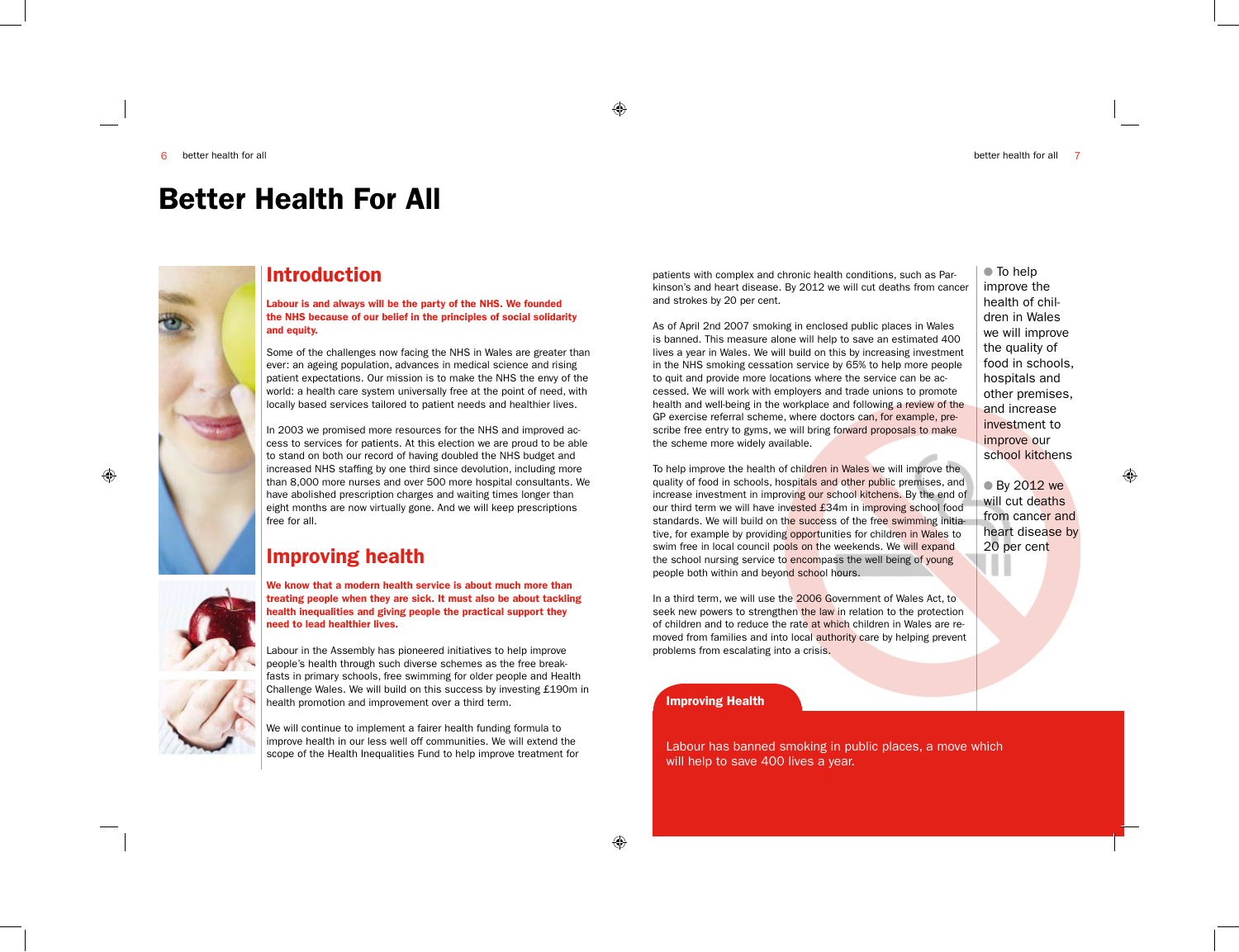# Better Health For All

## Introduction

**Labour is and always will be the party of the NHS. We founded the NHS because of our belief in the principles of social solidarity and equity.**

Some of the challenges now facing the NHS in Wales are greater than ever: an ageing population, advances in medical science and rising patient expectations. Our mission is to make the NHS the envy of the world: a health care system universally free at the point of need, with locally based services tailored to patient needs and healthier lives.

In 2003 we promised more resources for the NHS and improved access to services for patients. At this election we are proud to be able to stand on both our record of having doubled the NHS budget and increased NHS staffing by one third since devolution, including more than 8,000 more nurses and over 500 more hospital consultants. We have abolished prescription charges and waiting times longer than eight months are now virtually gone. And we will keep prescriptions free for all.

## Improving health

**We know that a modern health service is about much more than treating people when they are sick. It must also be about tackling health inequalities and giving people the practical support they need to lead healthier lives.**

Labour in the Assembly has pioneered initiatives to help improve people's health through such diverse schemes as the free breakfasts in primary schools, free swimming for older people and Health Challenge Wales. We will build on this success by investing £190m in health promotion and improvement over a third term.

We will continue to implement a fairer health funding formula to improve health in our less well off communities. We will extend the scope of the Health Inequalities Fund to help improve treatment for patients with complex and chronic health conditions, such as Parkinson's and heart disease. By 2012 we will cut deaths from cancer and strokes by 20 per cent.

As of April 2nd 2007 smoking in enclosed public places in Wales is banned. This measure alone will help to save an estimated 400 lives a year in Wales. We will build on this by increasing investment in the NHS smoking cessation service by 65% to help more people to quit and provide more locations where the service can be accessed. We will work with employers and trade unions to promote health and well-being in the workplace and following a review of the GP exercise referral scheme, where doctors can, for example, prescribe free entry to gyms, we will bring forward proposals to make the scheme more widely available.

To help improve the health of children in Wales we will improve the quality of food in schools, hospitals and other public premises, and increase investment in improving our school kitchens. By the end of our third term we will have invested £34m in improving school food standards. We will build on the success of the free swimming initiative, for example by providing opportunities for children in Wales to swim free in local council pools on the weekends. We will expand the school nursing service to encompass the well being of young people both within and beyond school hours.

In a third term, we will use the 2006 Government of Wales Act, to seek new powers to strengthen the law in relation to the protection of children and to reduce the rate at which children in Wales are removed from families and into local authority care by helping prevent problems from escalating into a crisis.

- To help improve the health of children in Wales we will improve the quality of food in schools, hospitals and other premises, and increase investment to improve our school kitchens
- By 2012 we will cut deaths from cancer and heart disease by 20 per cent

**Improving Health**

Labour has banned smoking in public places, a move which will help to save 400 lives a year.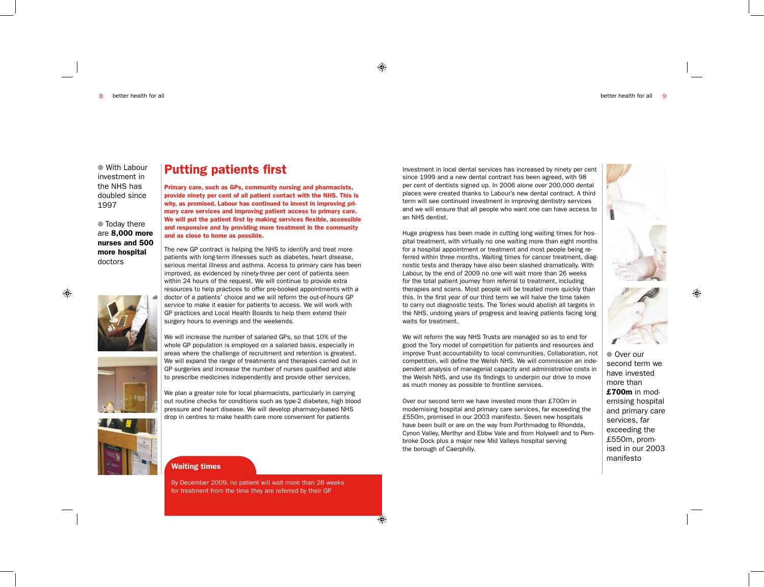● With Labour investment in the NHS has doubled since 1997

● Today there are **8,000 more nurses and 500 more hospital doctors**

# Putting patients first

**Primary care, such as GPs, community nursing and pharmacists, provide ninety per cent of all patient contact with the NHS. This is why, as promised, Labour has continued to invest in improving primary care services and improving patient access to primary care. We will put the patient first by making services flexible, accessible and responsive and by providing more treatment in the community and as close to home as possible.**

The new GP contract is helping the NHS to identify and treat more patients with long-term illnesses such as diabetes, heart disease, serious mental illness and asthma. Access to primary care has been improved, as evidenced by ninety-three per cent of patients seen within 24 hours of the request. We will continue to provide extra resources to help practices to offer pre-booked appointments with a doctor of a patients' choice and we will reform the out-of-hours GP service to make it easier for patients to access. We will work with GP practices and Local Health Boards to help them extend their surgery hours to evenings and the weekends.

We will increase the number of salaried GPs, so that 10% of the whole GP population is employed on a salaried basis, especially in areas where the challenge of recruitment and retention is greatest. We will expand the range of treatments and therapies carried out in GP surgeries and increase the number of nurses qualified and able to prescribe medicines independently and provide other services.

We plan a greater role for local pharmacists, particularly in carrying out routine checks for conditions such as type-2 diabetes, high blood pressure and heart disease. We will develop pharmacy-based NHS drop in centres to make health care more convenient for patients

## Waiting times

By December 2009, no patient will wait more than 26 weeks for treatment from the time they are referred by their GP.

Investment in local dental services has increased by ninety per cent since 1999 and a new dental contract has been agreed, with 98 per cent of dentists signed up. In 2006 alone over 200,000 dental places were created thanks to Labour's new dental contract. A third term will see continued investment in improving dentistry services and we will ensure that all people who want one can have access to an NHS dentist.

Huge progress has been made in cutting long waiting times for hospital treatment, with virtually no one waiting more than eight months for a hospital appointment or treatment and most people being referred within three months. Waiting times for cancer treatment, diagnostic tests and therapy have also been slashed dramatically. With Labour, by the end of 2009 no one will wait more than 26 weeks for the total patient journey from referral to treatment, including therapies and scans. Most people will be treated more quickly than this. In the first year of our third term we will halve the time taken to carry out diagnostic tests. The Tories would abolish all targets in the NHS, undoing years of progress and leaving patients facing long waits for treatment.

We will reform the way NHS Trusts are managed so as to end for good the Tory model of competition for patients and resources and improve Trust accountability to local communities. Collaboration, not competition, will define the Welsh NHS. We will commission an independent analysis of managerial capacity and administrative costs in the Welsh NHS, and use its findings to underpin our drive to move as much money as possible to frontline services.

Over our second term we have invested more than £700m in modernising hospital and primary care services, far exceeding the £550m, promised in our 2003 manifesto. Seven new hospitals have been built or are on the way from Porthmadog to Rhondda, Cynon Valley, Merthyr and Ebbw Vale and from Holywell and to Pembroke Dock plus a major new Mid Valleys hospital serving the borough of Caerphilly.

● Over our second term we have invested more than **£700m** in modernising hospital and primary care services, far exceeding the £550m, promised in our 2003 manifesto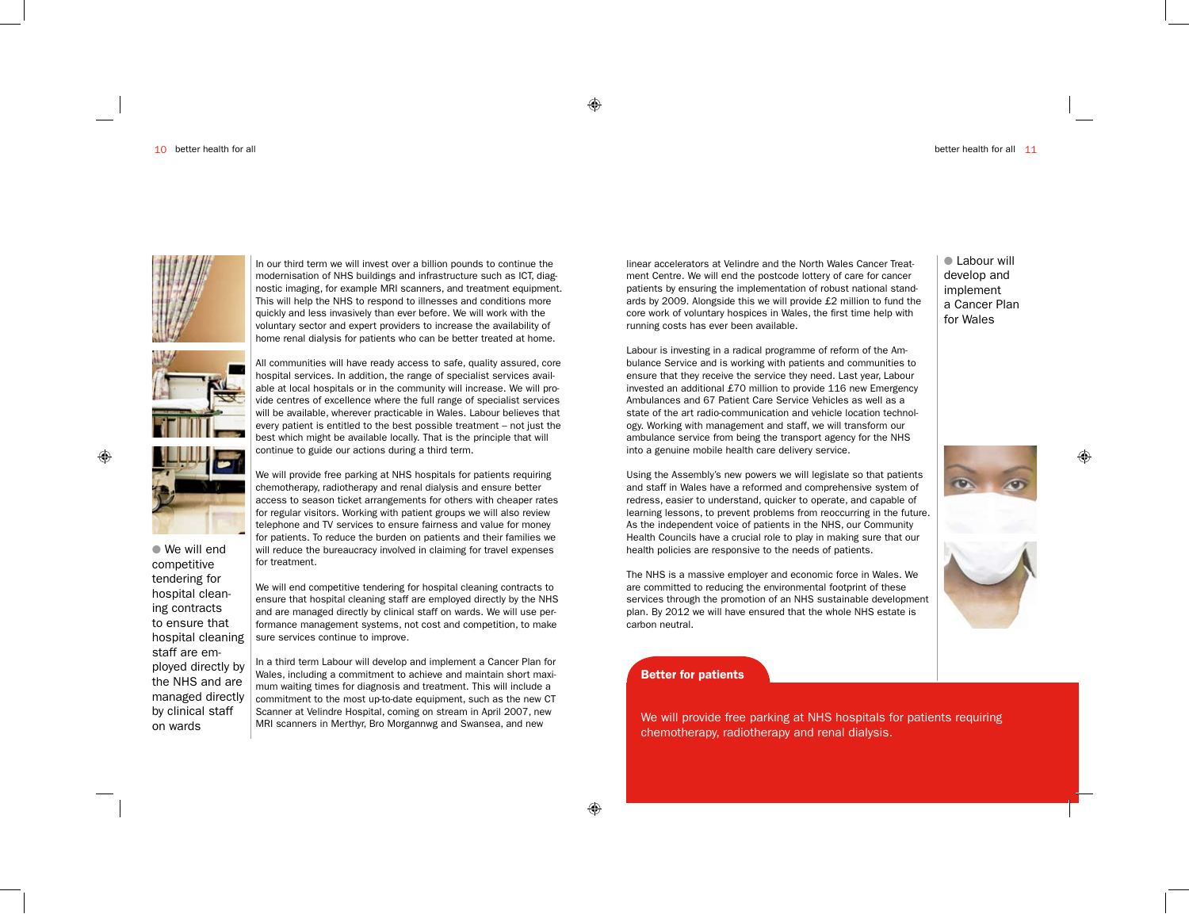● We will end competitive tendering for hospital cleaning contracts to ensure that hospital cleaning staff are employed directly by the NHS and are managed directly by clinical staff on wards

In our third term we will invest over a billion pounds to continue the modernisation of NHS buildings and infrastructure such as ICT, diagnostic imaging, for example MRI scanners, and treatment equipment. This will help the NHS to respond to illnesses and conditions more quickly and less invasively than ever before. We will work with the voluntary sector and expert providers to increase the availability of home renal dialysis for patients who can be better treated at home.

All communities will have ready access to safe, quality assured, core hospital services. In addition, the range of specialist services available at local hospitals or in the community will increase. We will provide centres of excellence where the full range of specialist services will be available, wherever practicable in Wales. Labour believes that every patient is entitled to the best possible treatment – not just the best which might be available locally. That is the principle that will continue to guide our actions during a third term.

We will provide free parking at NHS hospitals for patients requiring chemotherapy, radiotherapy and renal dialysis and ensure better access to season ticket arrangements for others with cheaper rates for regular visitors. Working with patient groups we will also review telephone and TV services to ensure fairness and value for money for patients. To reduce the burden on patients and their families we will reduce the bureaucracy involved in claiming for travel expenses for treatment.

We will end competitive tendering for hospital cleaning contracts to ensure that hospital cleaning staff are employed directly by the NHS and are managed directly by clinical staff on wards. We will use performance management systems, not cost and competition, to make sure services continue to improve.

In a third term Labour will develop and implement a Cancer Plan for Wales, including a commitment to achieve and maintain short maximum waiting times for diagnosis and treatment. This will include a commitment to the most up-to-date equipment, such as the new CT Scanner at Velindre Hospital, coming on stream in April 2007, new MRI scanners in Merthyr, Bro Morgannwg and Swansea, and new linear accelerators at Velindre and the North Wales Cancer Treatment Centre. We will end the postcode lottery of care for cancer patients by ensuring the implementation of robust national standards by 2009. Alongside this we will provide £2 million to fund the core work of voluntary hospices in Wales, the first time help with running costs has ever been available.

Labour is investing in a radical programme of reform of the Ambulance Service and is working with patients and communities to ensure that they receive the service they need. Last year, Labour invested an additional £70 million to provide 116 new Emergency Ambulances and 67 Patient Care Service Vehicles as well as a state of the art radio-communication and vehicle location technology. Working with management and staff, we will transform our ambulance service from being the transport agency for the NHS into a genuine mobile health care delivery service.

Using the Assembly's new powers we will legislate so that patients and staff in Wales have a reformed and comprehensive system of redress, easier to understand, quicker to operate, and capable of learning lessons, to prevent problems from reoccurring in the future. As the independent voice of patients in the NHS, our Community Health Councils have a crucial role to play in making sure that our health policies are responsive to the needs of patients.

The NHS is a massive employer and economic force in Wales. We are committed to reducing the environmental footprint of these services through the promotion of an NHS sustainable development plan. By 2012 we will have ensured that the whole NHS estate is carbon neutral.

● Labour will develop and implement a Cancer Plan for Wales

**Better for patients**

We will provide free parking at NHS hospitals for patients requiring chemotherapy, radiotherapy and renal dialysis.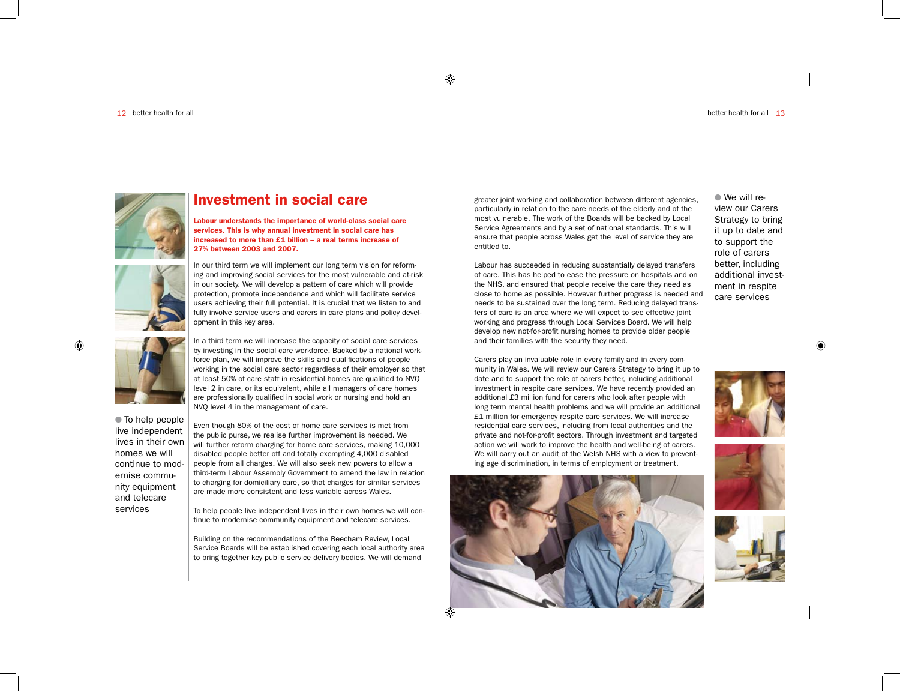# Investment in social care

**Labour understands the importance of world-class social care services. This is why annual investment in social care has increased to more than £1 billion – a real terms increase of 27% between 2003 and 2007.**

In our third term we will implement our long term vision for reforming and improving social services for the most vulnerable and at-risk in our society. We will develop a pattern of care which will provide protection, promote independence and which will facilitate service users achieving their full potential. It is crucial that we listen to and fully involve service users and carers in care plans and policy development in this key area.

In a third term we will increase the capacity of social care services by investing in the social care workforce. Backed by a national workforce plan, we will improve the skills and qualifications of people working in the social care sector regardless of their employer so that at least 50% of care staff in residential homes are qualified to NVQ level 2 in care, or its equivalent, while all managers of care homes are professionally qualified in social work or nursing and hold an NVQ level 4 in the management of care.

Even though 80% of the cost of home care services is met from the public purse, we realise further improvement is needed. We will further reform charging for home care services, making 10,000 disabled people better off and totally exempting 4,000 disabled people from all charges. We will also seek new powers to allow a third-term Labour Assembly Government to amend the law in relation to charging for domiciliary care, so that charges for similar services are made more consistent and less variable across Wales.

To help people live independent lives in their own homes we will continue to modernise community equipment and telecare services.

Building on the recommendations of the Beecham Review, Local Service Boards will be established covering each local authority area to bring together key public service delivery bodies. We will demand greater joint working and collaboration between different agencies, particularly in relation to the care needs of the elderly and of the most vulnerable. The work of the Boards will be backed by Local Service Agreements and by a set of national standards. This will ensure that people across Wales get the level of service they are entitled to.

Labour has succeeded in reducing substantially delayed transfers of care. This has helped to ease the pressure on hospitals and on the NHS, and ensured that people receive the care they need as close to home as possible. However further progress is needed and needs to be sustained over the long term. Reducing delayed transfers of care is an area where we will expect to see effective joint working and progress through Local Services Board. We will help develop new not-for-profit nursing homes to provide older people and their families with the security they need.

Carers play an invaluable role in every family and in every community in Wales. We will review our Carers Strategy to bring it up to date and to support the role of carers better, including additional investment in respite care services. We have recently provided an additional £3 million fund for carers who look after people with long term mental health problems and we will provide an additional £1 million for emergency respite care services. We will increase residential care services, including from local authorities and the private and not-for-profit sectors. Through investment and targeted action we will work to improve the health and well-being of carers. We will carry out an audit of the Welsh NHS with a view to preventing age discrimination, in terms of employment or treatment.

● To help people live independent lives in their own homes we will continue to modernise community equipment and telecare services

● We will review our Carers Strategy to bring it up to date and to support the role of carers better, including additional investment in respite care services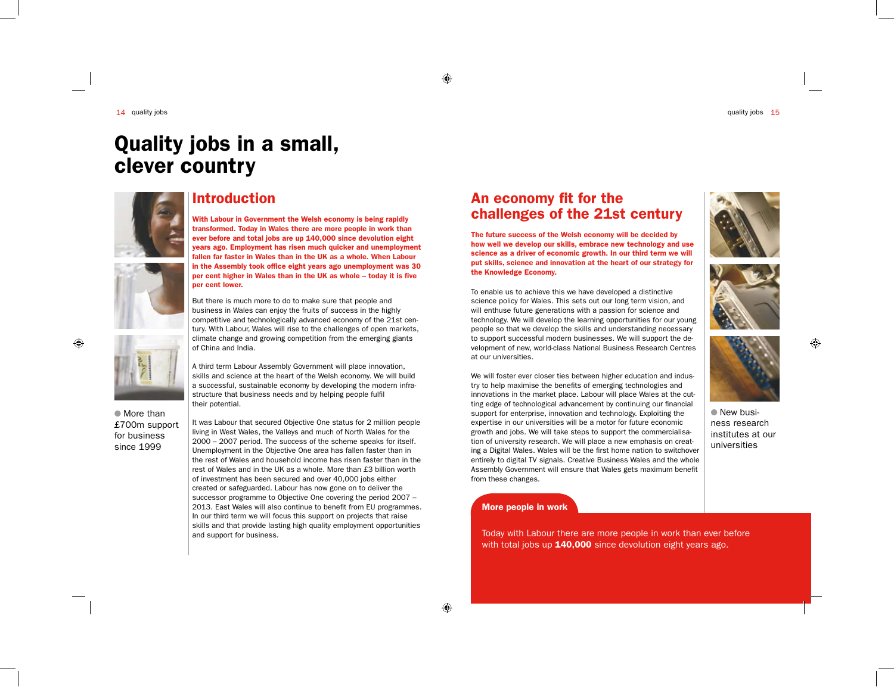# Quality jobs in a small, clever country

## Introduction

**With Labour in Government the Welsh economy is being rapidly transformed. Today in Wales there are more people in work than ever before and total jobs are up 140,000 since devolution eight years ago. Employment has risen much quicker and unemployment fallen far faster in Wales than in the UK as a whole. When Labour in the Assembly took office eight years ago unemployment was 30 per cent higher in Wales than in the UK as whole – today it is five per cent lower.**

But there is much more to do to make sure that people and business in Wales can enjoy the fruits of success in the highly competitive and technologically advanced economy of the 21st century. With Labour, Wales will rise to the challenges of open markets, climate change and growing competition from the emerging giants of China and India.

A third term Labour Assembly Government will place innovation, skills and science at the heart of the Welsh economy. We will build a successful, sustainable economy by developing the modern infrastructure that business needs and by helping people fulfil their potential.

It was Labour that secured Objective One status for 2 million people living in West Wales, the Valleys and much of North Wales for the 2000 – 2007 period. The success of the scheme speaks for itself. Unemployment in the Objective One area has fallen faster than in the rest of Wales and household income has risen faster than in the rest of Wales and in the UK as a whole. More than £3 billion worth of investment has been secured and over 40,000 jobs either created or safeguarded. Labour has now gone on to deliver the successor programme to Objective One covering the period 2007 – 2013. East Wales will also continue to benefit from EU programmes. In our third term we will focus this support on projects that raise skills and that provide lasting high quality employment opportunities and support for business.

● More than £700m support for business since 1999

## An economy fit for the challenges of the 21st century

**The future success of the Welsh economy will be decided by how well we develop our skills, embrace new technology and use science as a driver of economic growth. In our third term we will put skills, science and innovation at the heart of our strategy for the Knowledge Economy.**

To enable us to achieve this we have developed a distinctive science policy for Wales. This sets out our long term vision, and will enthuse future generations with a passion for science and technology. We will develop the learning opportunities for our young people so that we develop the skills and understanding necessary to support successful modern businesses. We will support the development of new, world-class National Business Research Centres at our universities.

We will foster ever closer ties between higher education and industry to help maximise the benefits of emerging technologies and innovations in the market place. Labour will place Wales at the cutting edge of technological advancement by continuing our financial support for enterprise, innovation and technology. Exploiting the expertise in our universities will be a motor for future economic growth and jobs. We will take steps to support the commercialisation of university research. We will place a new emphasis on creating a Digital Wales. Wales will be the first home nation to switchover entirely to digital TV signals. Creative Business Wales and the whole Assembly Government will ensure that Wales gets maximum benefit from these changes.

● New business research institutes at our universities

**More people in work**

Today with Labour there are more people in work than ever before with total jobs up **140,000** since devolution eight years ago.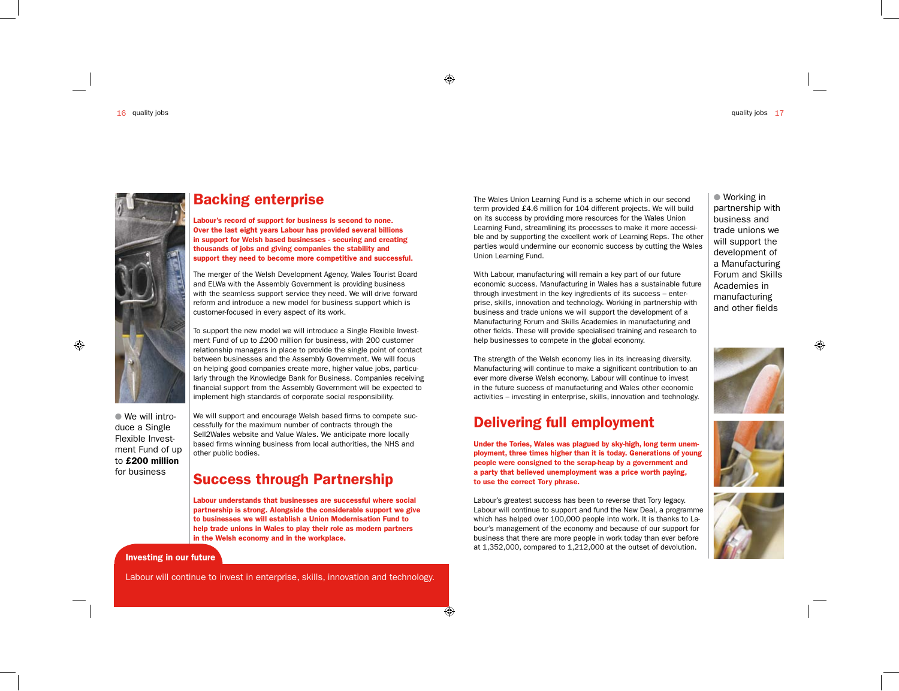## Backing enterprise

**Labour's record of support for business is second to none. Over the last eight years Labour has provided several billions in support for Welsh based businesses - securing and creating thousands of jobs and giving companies the stability and support they need to become more competitive and successful.**

The merger of the Welsh Development Agency, Wales Tourist Board and ELWa with the Assembly Government is providing business with the seamless support service they need. We will drive forward reform and introduce a new model for business support which is customer-focused in every aspect of its work.

To support the new model we will introduce a Single Flexible Investment Fund of up to £200 million for business, with 200 customer relationship managers in place to provide the single point of contact between businesses and the Assembly Government. We will focus on helping good companies create more, higher value jobs, particularly through the Knowledge Bank for Business. Companies receiving financial support from the Assembly Government will be expected to implement high standards of corporate social responsibility.

- We will introduce a Single Flexible Investment Fund of up to **£200 million** for business

We will support and encourage Welsh based firms to compete successfully for the maximum number of contracts through the Sell2Wales website and Value Wales. We anticipate more locally based firms winning business from local authorities, the NHS and other public bodies.

## Success through Partnership

**Labour understands that businesses are successful where social partnership is strong. Alongside the considerable support we give to businesses we will establish a Union Modernisation Fund to help trade unions in Wales to play their role as modern partners in the Welsh economy and in the workplace.**

**Investing in our future**

Labour will continue to invest in enterprise, skills, innovation and technology.

The Wales Union Learning Fund is a scheme which in our second term provided £4.6 million for 104 different projects. We will build on its success by providing more resources for the Wales Union Learning Fund, streamlining its processes to make it more accessible and by supporting the excellent work of Learning Reps. The other parties would undermine our economic success by cutting the Wales Union Learning Fund.

With Labour, manufacturing will remain a key part of our future economic success. Manufacturing in Wales has a sustainable future through investment in the key ingredients of its success – enterprise, skills, innovation and technology. Working in partnership with business and trade unions we will support the development of a Manufacturing Forum and Skills Academies in manufacturing and other fields. These will provide specialised training and research to help businesses to compete in the global economy.

- Working in partnership with business and trade unions we will support the development of a Manufacturing Forum and Skills Academies in manufacturing and other fields

The strength of the Welsh economy lies in its increasing diversity. Manufacturing will continue to make a significant contribution to an ever more diverse Welsh economy. Labour will continue to invest in the future success of manufacturing and Wales other economic activities – investing in enterprise, skills, innovation and technology.

## Delivering full employment

**Under the Tories, Wales was plagued by sky-high, long term unemployment, three times higher than it is today. Generations of young people were consigned to the scrap-heap by a government and a party that believed unemployment was a price worth paying, to use the correct Tory phrase.**

Labour's greatest success has been to reverse that Tory legacy. Labour will continue to support and fund the New Deal, a programme which has helped over 100,000 people into work. It is thanks to Labour's management of the economy and because of our support for business that there are more people in work today than ever before at 1,352,000, compared to 1,212,000 at the outset of devolution.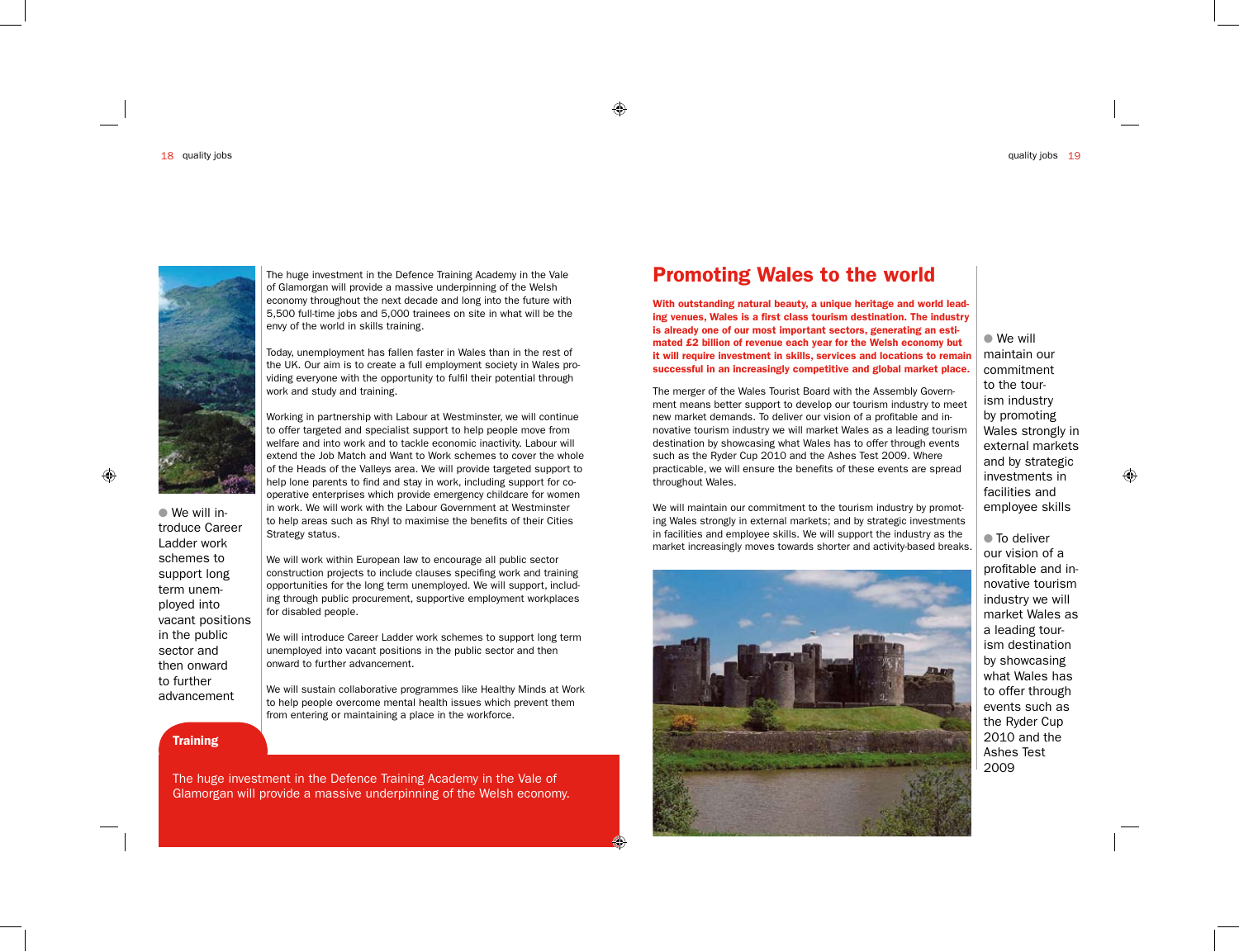The huge investment in the Defence Training Academy in the Vale of Glamorgan will provide a massive underpinning of the Welsh economy throughout the next decade and long into the future with 5,500 full-time jobs and 5,000 trainees on site in what will be the envy of the world in skills training.

Today, unemployment has fallen faster in Wales than in the rest of the UK. Our aim is to create a full employment society in Wales providing everyone with the opportunity to fulfil their potential through work and study and training.

Working in partnership with Labour at Westminster, we will continue to offer targeted and specialist support to help people move from welfare and into work and to tackle economic inactivity. Labour will extend the Job Match and Want to Work schemes to cover the whole of the Heads of the Valleys area. We will provide targeted support to help lone parents to find and stay in work, including support for co-operative enterprises which provide emergency childcare for women in work. We will work with the Labour Government at Westminster to help areas such as Rhyl to maximise the benefits of their Cities Strategy status.

We will work within European law to encourage all public sector construction projects to include clauses specifing work and training opportunities for the long term unemployed. We will support, including through public procurement, supportive employment workplaces for disabled people.

We will introduce Career Ladder work schemes to support long term unemployed into vacant positions in the public sector and then onward to further advancement.

We will sustain collaborative programmes like Healthy Minds at Work to help people overcome mental health issues which prevent them from entering or maintaining a place in the workforce.

- We will introduce Career Ladder work schemes to support long term unemployed into vacant positions in the public sector and then onward to further advancement

**Training**

The huge investment in the Defence Training Academy in the Vale of Glamorgan will provide a massive underpinning of the Welsh economy.

## Promoting Wales to the world

**With outstanding natural beauty, a unique heritage and world leading venues, Wales is a first class tourism destination. The industry is already one of our most important sectors, generating an estimated £2 billion of revenue each year for the Welsh economy but it will require investment in skills, services and locations to remain successful in an increasingly competitive and global market place.**

The merger of the Wales Tourist Board with the Assembly Government means better support to develop our tourism industry to meet new market demands. To deliver our vision of a profitable and innovative tourism industry we will market Wales as a leading tourism destination by showcasing what Wales has to offer through events such as the Ryder Cup 2010 and the Ashes Test 2009. Where practicable, we will ensure the benefits of these events are spread throughout Wales.

We will maintain our commitment to the tourism industry by promoting Wales strongly in external markets; and by strategic investments in facilities and employee skills. We will support the industry as the market increasingly moves towards shorter and activity-based breaks.

- We will maintain our commitment to the tourism industry by promoting Wales strongly in external markets and by strategic investments in facilities and employee skills
- To deliver our vision of a profitable and innovative tourism industry we will market Wales as a leading tourism destination by showcasing what Wales has to offer through events such as the Ryder Cup 2010 and the Ashes Test 2009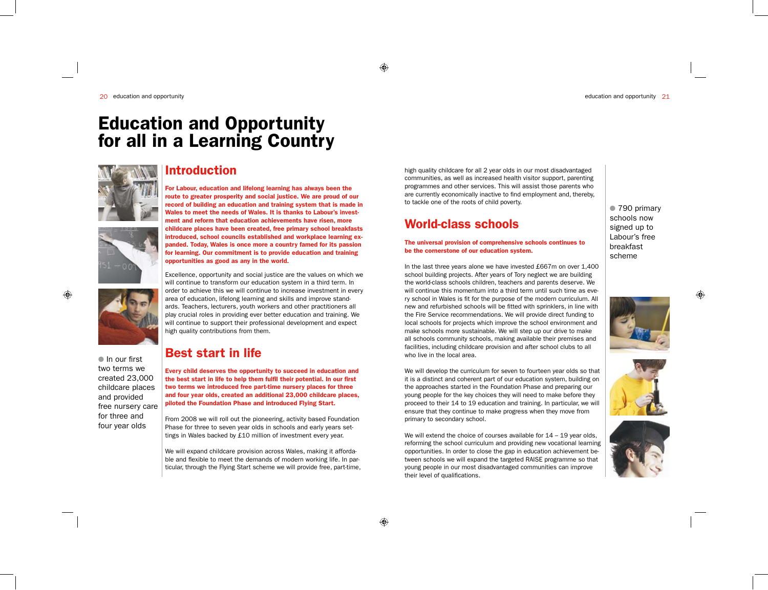# Education and Opportunity for all in a Learning Country

## Introduction

**For Labour, education and lifelong learning has always been the route to greater prosperity and social justice. We are proud of our record of building an education and training system that is made in Wales to meet the needs of Wales. It is thanks to Labour's investment and reform that education achievements have risen, more childcare places have been created, free primary school breakfasts introduced, school councils established and workplace learning expanded. Today, Wales is once more a country famed for its passion for learning. Our commitment is to provide education and training opportunities as good as any in the world.**

Excellence, opportunity and social justice are the values on which we will continue to transform our education system in a third term. In order to achieve this we will continue to increase investment in every area of education, lifelong learning and skills and improve standards. Teachers, lecturers, youth workers and other practitioners all play crucial roles in providing ever better education and training. We will continue to support their professional development and expect high quality contributions from them.

● In our first two terms we created 23,000 childcare places and provided free nursery care for three and four year olds

## Best start in life

**Every child deserves the opportunity to succeed in education and the best start in life to help them fulfil their potential. In our first two terms we introduced free part-time nursery places for three and four year olds, created an additional 23,000 childcare places, piloted the Foundation Phase and introduced Flying Start.**

From 2008 we will roll out the pioneering, activity based Foundation Phase for three to seven year olds in schools and early years settings in Wales backed by £10 million of investment every year.

We will expand childcare provision across Wales, making it affordable and flexible to meet the demands of modern working life. In particular, through the Flying Start scheme we will provide free, part-time, high quality childcare for all 2 year olds in our most disadvantaged communities, as well as increased health visitor support, parenting programmes and other services. This will assist those parents who are currently economically inactive to find employment and, thereby, to tackle one of the roots of child poverty.

● 790 primary schools now signed up to Labour's free breakfast scheme

## World-class schools

**The universal provision of comprehensive schools continues to be the cornerstone of our education system.**

In the last three years alone we have invested £667m on over 1,400 school building projects. After years of Tory neglect we are building the world-class schools children, teachers and parents deserve. We will continue this momentum into a third term until such time as every school in Wales is fit for the purpose of the modern curriculum. All new and refurbished schools will be fitted with sprinklers, in line with the Fire Service recommendations. We will provide direct funding to local schools for projects which improve the school environment and make schools more sustainable. We will step up our drive to make all schools community schools, making available their premises and facilities, including childcare provision and after school clubs to all who live in the local area.

We will develop the curriculum for seven to fourteen year olds so that it is a distinct and coherent part of our education system, building on the approaches started in the Foundation Phase and preparing our young people for the key choices they will need to make before they proceed to their 14 to 19 education and training. In particular, we will ensure that they continue to make progress when they move from primary to secondary school.

We will extend the choice of courses available for 14 – 19 year olds, reforming the school curriculum and providing new vocational learning opportunities. In order to close the gap in education achievement between schools we will expand the targeted RAISE programme so that young people in our most disadvantaged communities can improve their level of qualifications.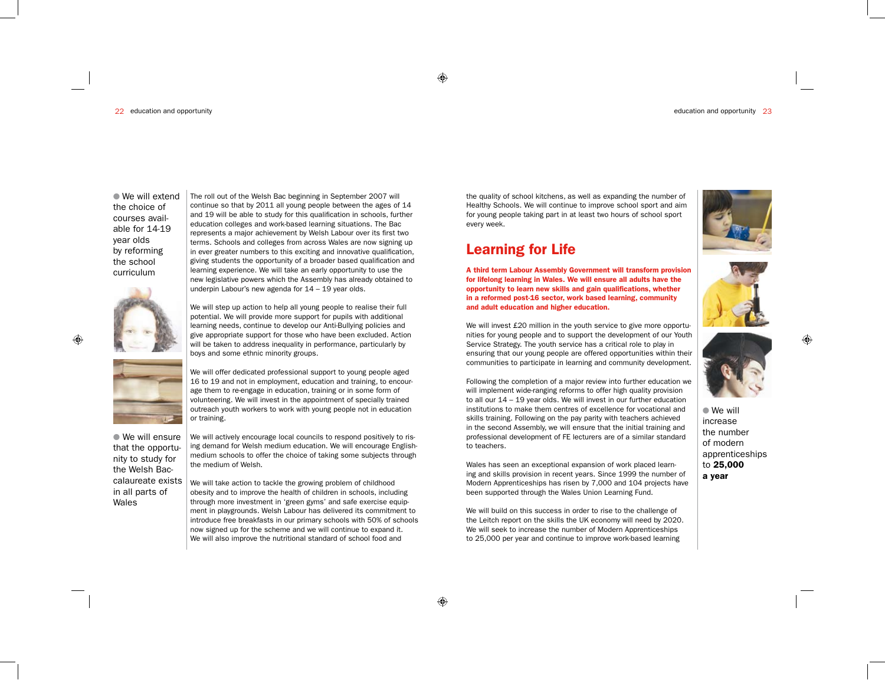● We will extend the choice of courses available for 14-19 year olds by reforming the school curriculum

The roll out of the Welsh Bac beginning in September 2007 will continue so that by 2011 all young people between the ages of 14 and 19 will be able to study for this qualification in schools, further education colleges and work-based learning situations. The Bac represents a major achievement by Welsh Labour over its first two terms. Schools and colleges from across Wales are now signing up in ever greater numbers to this exciting and innovative qualification, giving students the opportunity of a broader based qualification and learning experience. We will take an early opportunity to use the new legislative powers which the Assembly has already obtained to underpin Labour's new agenda for 14 – 19 year olds.

We will step up action to help all young people to realise their full potential. We will provide more support for pupils with additional learning needs, continue to develop our Anti-Bullying policies and give appropriate support for those who have been excluded. Action will be taken to address inequality in performance, particularly by boys and some ethnic minority groups.

We will offer dedicated professional support to young people aged 16 to 19 and not in employment, education and training, to encourage them to re-engage in education, training or in some form of volunteering. We will invest in the appointment of specially trained outreach youth workers to work with young people not in education or training.

● We will ensure that the opportunity to study for the Welsh Baccalaureate exists in all parts of Wales

We will actively encourage local councils to respond positively to rising demand for Welsh medium education. We will encourage English-medium schools to offer the choice of taking some subjects through the medium of Welsh.

We will take action to tackle the growing problem of childhood obesity and to improve the health of children in schools, including through more investment in 'green gyms' and safe exercise equipment in playgrounds. Welsh Labour has delivered its commitment to introduce free breakfasts in our primary schools with 50% of schools now signed up for the scheme and we will continue to expand it. We will also improve the nutritional standard of school food and the quality of school kitchens, as well as expanding the number of Healthy Schools. We will continue to improve school sport and aim for young people taking part in at least two hours of school sport every week.

## Learning for Life

**A third term Labour Assembly Government will transform provision for lifelong learning in Wales. We will ensure all adults have the opportunity to learn new skills and gain qualifications, whether in a reformed post-16 sector, work based learning, community and adult education and higher education.**

We will invest £20 million in the youth service to give more opportunities for young people and to support the development of our Youth Service Strategy. The youth service has a critical role to play in ensuring that our young people are offered opportunities within their communities to participate in learning and community development.

Following the completion of a major review into further education we will implement wide-ranging reforms to offer high quality provision to all our 14 – 19 year olds. We will invest in our further education institutions to make them centres of excellence for vocational and skills training. Following on the pay parity with teachers achieved in the second Assembly, we will ensure that the initial training and professional development of FE lecturers are of a similar standard to teachers.

Wales has seen an exceptional expansion of work placed learning and skills provision in recent years. Since 1999 the number of Modern Apprenticeships has risen by 7,000 and 104 projects have been supported through the Wales Union Learning Fund.

We will build on this success in order to rise to the challenge of the Leitch report on the skills the UK economy will need by 2020. We will seek to increase the number of Modern Apprenticeships to 25,000 per year and continue to improve work-based learning

● We will increase the number of modern apprenticeships to **25,000 a year**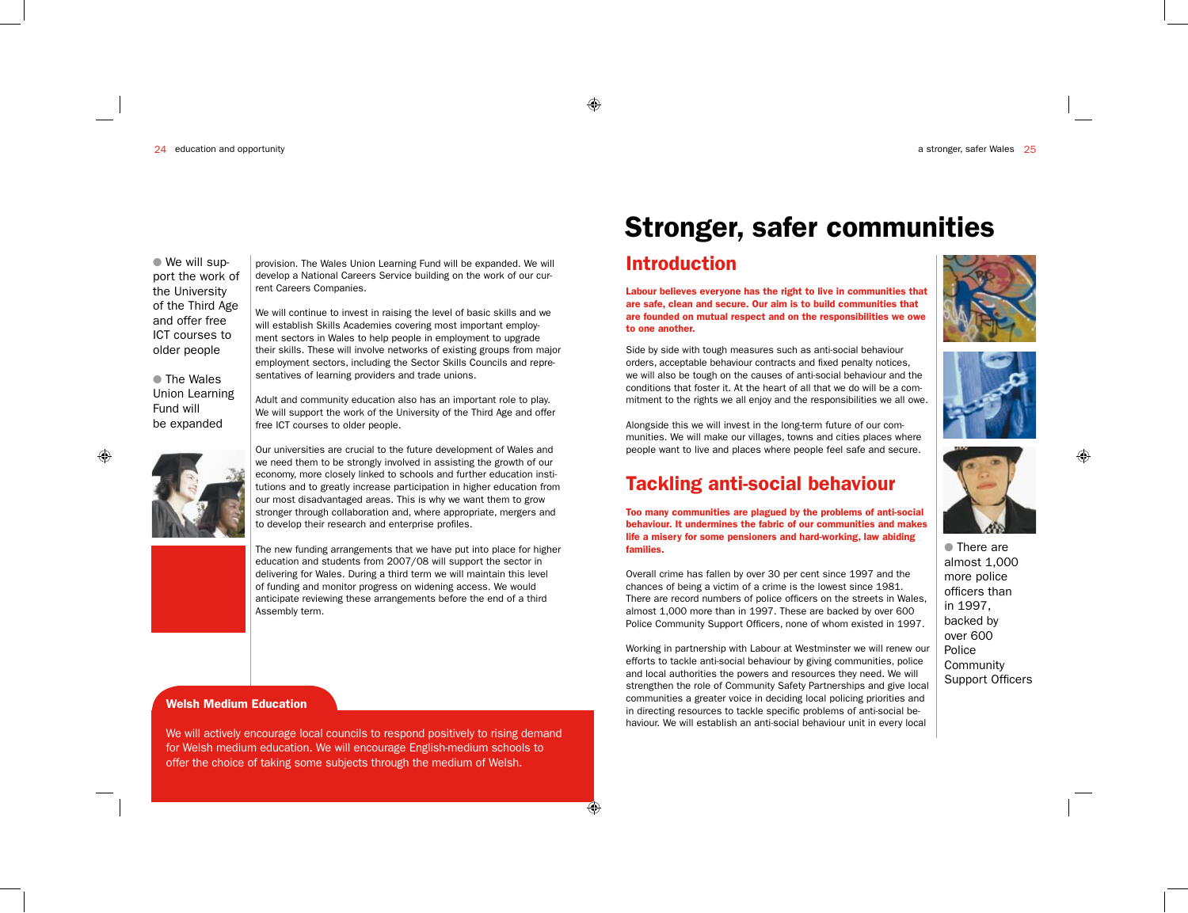● We will support the work of the University of the Third Age and offer free ICT courses to older people

● The Wales Union Learning Fund will be expanded

provision. The Wales Union Learning Fund will be expanded. We will develop a National Careers Service building on the work of our current Careers Companies.

We will continue to invest in raising the level of basic skills and we will establish Skills Academies covering most important employment sectors in Wales to help people in employment to upgrade their skills. These will involve networks of existing groups from major employment sectors, including the Sector Skills Councils and representatives of learning providers and trade unions.

Adult and community education also has an important role to play. We will support the work of the University of the Third Age and offer free ICT courses to older people.

Our universities are crucial to the future development of Wales and we need them to be strongly involved in assisting the growth of our economy, more closely linked to schools and further education institutions and to greatly increase participation in higher education from our most disadvantaged areas. This is why we want them to grow stronger through collaboration and, where appropriate, mergers and to develop their research and enterprise profiles.

The new funding arrangements that we have put into place for higher education and students from 2007/08 will support the sector in delivering for Wales. During a third term we will maintain this level of funding and monitor progress on widening access. We would anticipate reviewing these arrangements before the end of a third Assembly term.

**Welsh Medium Education**

We will actively encourage local councils to respond positively to rising demand for Welsh medium education. We will encourage English-medium schools to offer the choice of taking some subjects through the medium of Welsh.

# Stronger, safer communities

## Introduction

**Labour believes everyone has the right to live in communities that are safe, clean and secure. Our aim is to build communities that are founded on mutual respect and on the responsibilities we owe to one another.**

Side by side with tough measures such as anti-social behaviour orders, acceptable behaviour contracts and fixed penalty notices, we will also be tough on the causes of anti-social behaviour and the conditions that foster it. At the heart of all that we do will be a commitment to the rights we all enjoy and the responsibilities we all owe.

Alongside this we will invest in the long-term future of our communities. We will make our villages, towns and cities places where people want to live and places where people feel safe and secure.

## Tackling anti-social behaviour

**Too many communities are plagued by the problems of anti-social behaviour. It undermines the fabric of our communities and makes life a misery for some pensioners and hard-working, law abiding families.**

Overall crime has fallen by over 30 per cent since 1997 and the chances of being a victim of a crime is the lowest since 1981. There are record numbers of police officers on the streets in Wales, almost 1,000 more than in 1997. These are backed by over 600 Police Community Support Officers, none of whom existed in 1997.

Working in partnership with Labour at Westminster we will renew our efforts to tackle anti-social behaviour by giving communities, police and local authorities the powers and resources they need. We will strengthen the role of Community Safety Partnerships and give local communities a greater voice in deciding local policing priorities and in directing resources to tackle specific problems of anti-social behaviour. We will establish an anti-social behaviour unit in every local

● There are almost 1,000 more police officers than in 1997, backed by over 600 Police Community Support Officers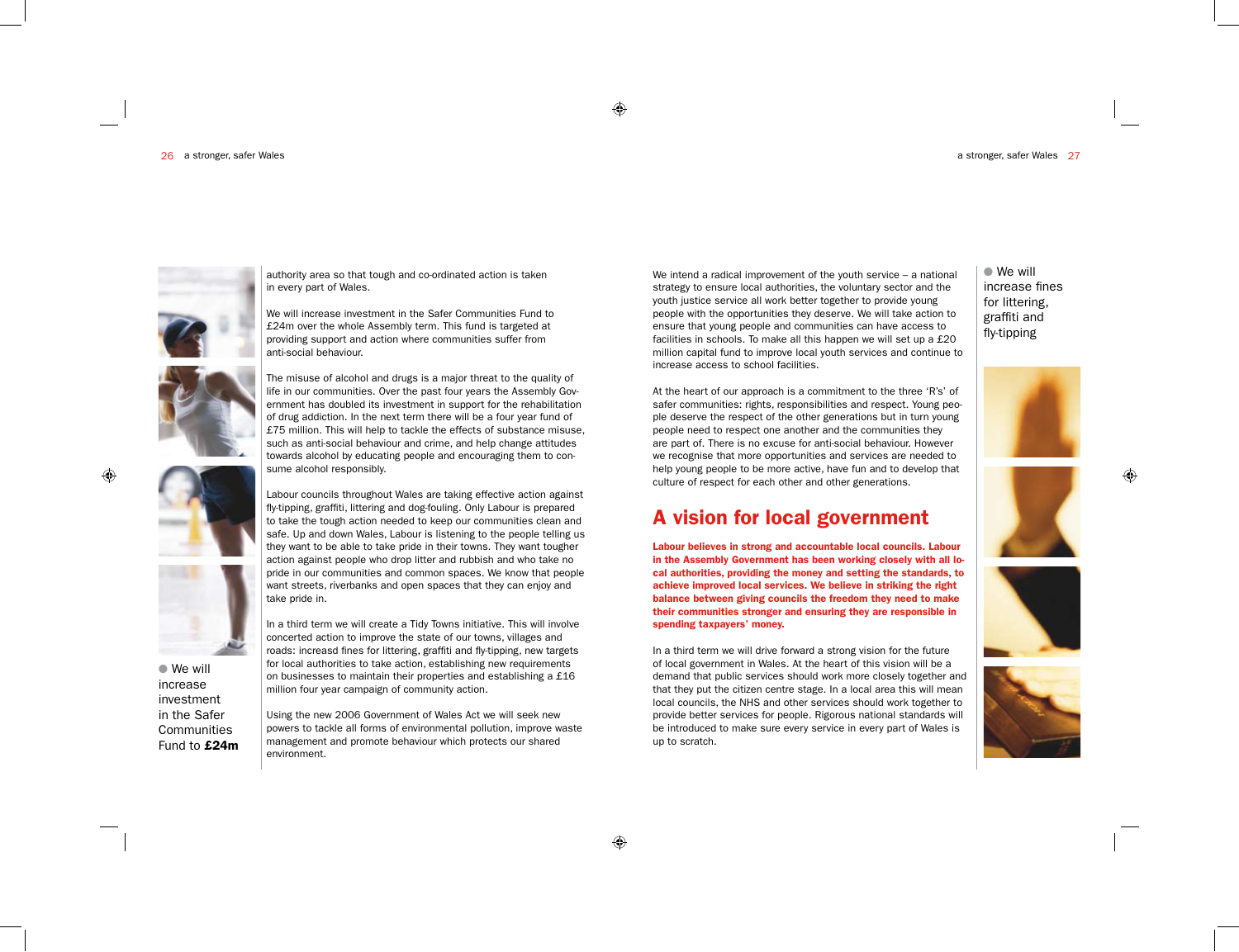authority area so that tough and co-ordinated action is taken in every part of Wales.

We will increase investment in the Safer Communities Fund to £24m over the whole Assembly term. This fund is targeted at providing support and action where communities suffer from anti-social behaviour.

The misuse of alcohol and drugs is a major threat to the quality of life in our communities. Over the past four years the Assembly Government has doubled its investment in support for the rehabilitation of drug addiction. In the next term there will be a four year fund of £75 million. This will help to tackle the effects of substance misuse, such as anti-social behaviour and crime, and help change attitudes towards alcohol by educating people and encouraging them to consume alcohol responsibly.

Labour councils throughout Wales are taking effective action against fly-tipping, graffiti, littering and dog-fouling. Only Labour is prepared to take the tough action needed to keep our communities clean and safe. Up and down Wales, Labour is listening to the people telling us they want to be able to take pride in their towns. They want tougher action against people who drop litter and rubbish and who take no pride in our communities and common spaces. We know that people want streets, riverbanks and open spaces that they can enjoy and take pride in.

In a third term we will create a Tidy Towns initiative. This will involve concerted action to improve the state of our towns, villages and roads: increasd fines for littering, graffiti and fly-tipping, new targets for local authorities to take action, establishing new requirements on businesses to maintain their properties and establishing a £16 million four year campaign of community action.

Using the new 2006 Government of Wales Act we will seek new powers to tackle all forms of environmental pollution, improve waste management and promote behaviour which protects our shared environment.

● We will increase investment in the Safer Communities Fund to **£24m**

We intend a radical improvement of the youth service – a national strategy to ensure local authorities, the voluntary sector and the youth justice service all work better together to provide young people with the opportunities they deserve. We will take action to ensure that young people and communities can have access to facilities in schools. To make all this happen we will set up a £20 million capital fund to improve local youth services and continue to increase access to school facilities.

At the heart of our approach is a commitment to the three 'R's' of safer communities: rights, responsibilities and respect. Young people deserve the respect of the other generations but in turn young people need to respect one another and the communities they are part of. There is no excuse for anti-social behaviour. However we recognise that more opportunities and services are needed to help young people to be more active, have fun and to develop that culture of respect for each other and other generations.

## A vision for local government

**Labour believes in strong and accountable local councils. Labour in the Assembly Government has been working closely with all local authorities, providing the money and setting the standards, to achieve improved local services. We believe in striking the right balance between giving councils the freedom they need to make their communities stronger and ensuring they are responsible in spending taxpayers' money.**

In a third term we will drive forward a strong vision for the future of local government in Wales. At the heart of this vision will be a demand that public services should work more closely together and that they put the citizen centre stage. In a local area this will mean local councils, the NHS and other services should work together to provide better services for people. Rigorous national standards will be introduced to make sure every service in every part of Wales is up to scratch.

● We will increase fines for littering, graffiti and fly-tipping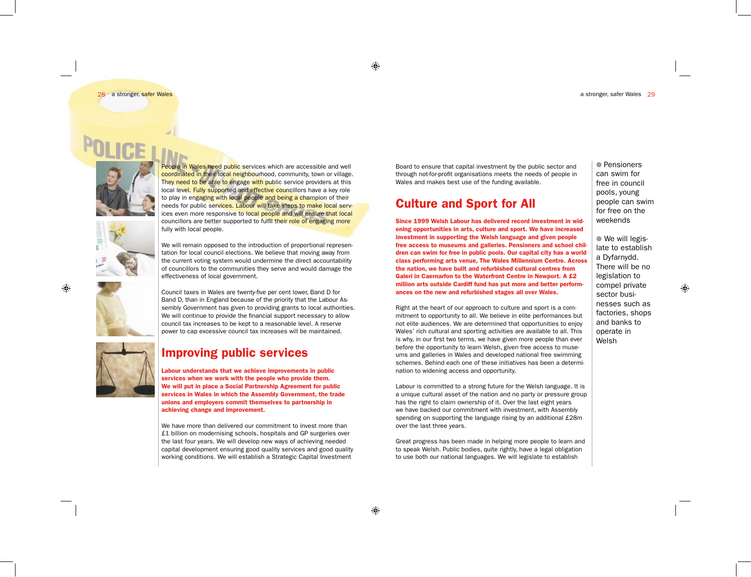People in Wales need public services which are accessible and well coordinated in their local neighbourhood, community, town or village. They need to be able to engage with public service providers at this local level. Fully supported and effective councillors have a key role to play in engaging with local people and being a champion of their needs for public services. Labour will take steps to make local services even more responsive to local people and will ensure that local councillors are better supported to fulfil their role of engaging more fully with local people.

We will remain opposed to the introduction of proportional representation for local council elections. We believe that moving away from the current voting system would undermine the direct accountability of councillors to the communities they serve and would damage the effectiveness of local government.

Council taxes in Wales are twenty-five per cent lower, Band D for Band D, than in England because of the priority that the Labour Assembly Government has given to providing grants to local authorities. We will continue to provide the financial support necessary to allow council tax increases to be kept to a reasonable level. A reserve power to cap excessive council tax increases will be maintained.

## Improving public services

**Labour understands that we achieve improvements in public services when we work with the people who provide them. We will put in place a Social Partnership Agreement for public services in Wales in which the Assembly Government, the trade unions and employers commit themselves to partnership in achieving change and improvement.**

We have more than delivered our commitment to invest more than £1 billion on modernising schools, hospitals and GP surgeries over the last four years. We will develop new ways of achieving needed capital development ensuring good quality services and good quality working conditions. We will establish a Strategic Capital Investment Board to ensure that capital investment by the public sector and through not-for-profit organisations meets the needs of people in Wales and makes best use of the funding available.

## Culture and Sport for All

**Since 1999 Welsh Labour has delivered record investment in widening opportunities in arts, culture and sport. We have increased investment in supporting the Welsh language and given people free access to museums and galleries. Pensioners and school children can swim for free in public pools. Our capital city has a world class performing arts venue, The Wales Millennium Centre. Across the nation, we have built and refurbished cultural centres from Galeri in Caernarfon to the Waterfront Centre in Newport. A £2 million arts outside Cardiff fund has put more and better performances on the new and refurbished stages all over Wales.**

Right at the heart of our approach to culture and sport is a commitment to opportunity to all. We believe in elite performances but not elite audiences. We are determined that opportunities to enjoy Wales' rich cultural and sporting activities are available to all. This is why, in our first two terms, we have given more people than ever before the opportunity to learn Welsh, given free access to museums and galleries in Wales and developed national free swimming schemes. Behind each one of these initiatives has been a determination to widening access and opportunity.

Labour is committed to a strong future for the Welsh language. It is a unique cultural asset of the nation and no party or pressure group has the right to claim ownership of it. Over the last eight years we have backed our commitment with investment, with Assembly spending on supporting the language rising by an additional £28m over the last three years.

Great progress has been made in helping more people to learn and to speak Welsh. Public bodies, quite rightly, have a legal obligation to use both our national languages. We will legislate to establish

- Pensioners can swim for free in council pools, young people can swim for free on the weekends
- We will legislate to establish a Dyfarnydd. There will be no legislation to compel private sector businesses such as factories, shops and banks to operate in Welsh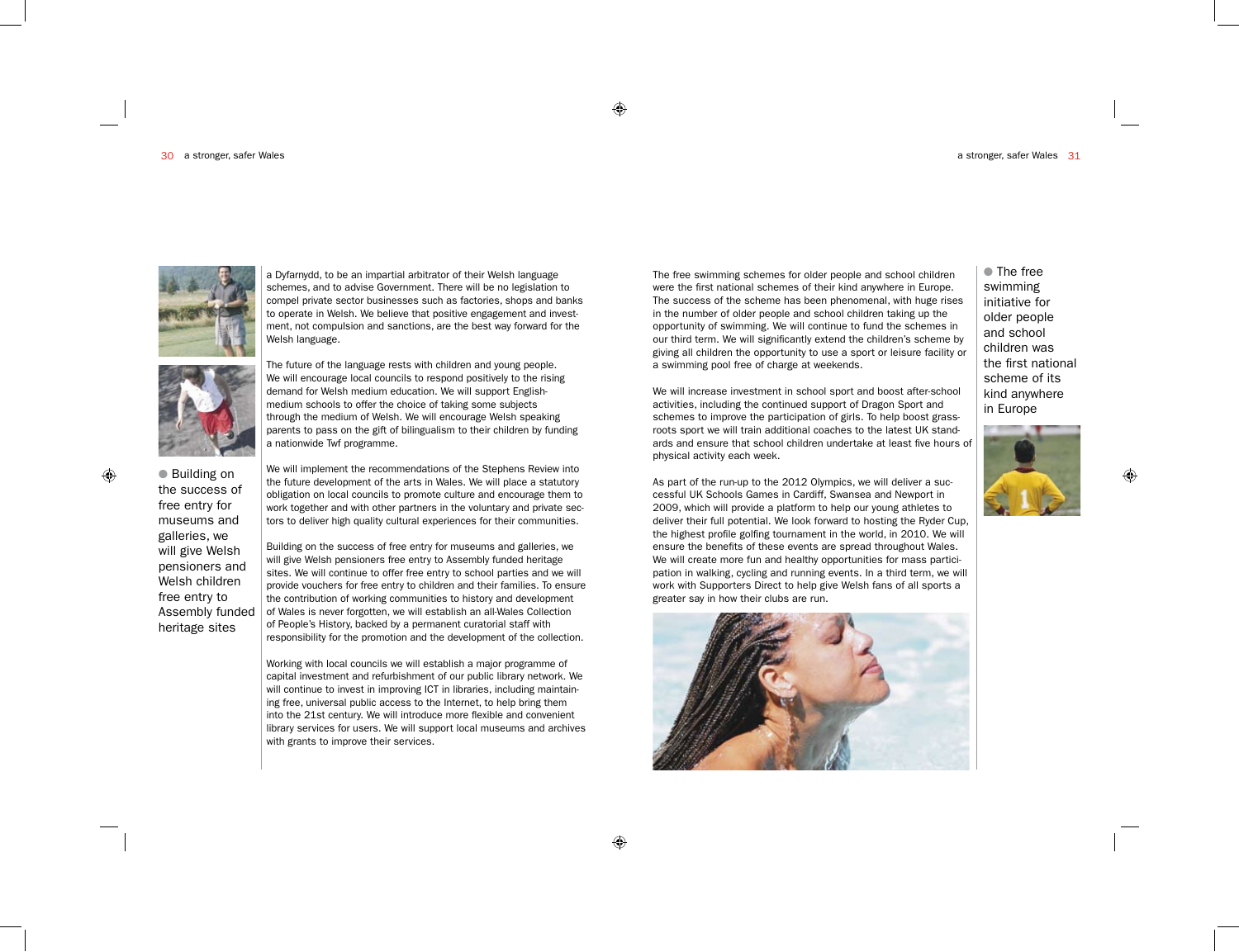Building on the success of free entry for museums and galleries, we will give Welsh pensioners and Welsh children free entry to Assembly funded heritage sites

a Dyfarnydd, to be an impartial arbitrator of their Welsh language schemes, and to advise Government. There will be no legislation to compel private sector businesses such as factories, shops and banks to operate in Welsh. We believe that positive engagement and investment, not compulsion and sanctions, are the best way forward for the Welsh language.

The future of the language rests with children and young people. We will encourage local councils to respond positively to the rising demand for Welsh medium education. We will support English-medium schools to offer the choice of taking some subjects through the medium of Welsh. We will encourage Welsh speaking parents to pass on the gift of bilingualism to their children by funding a nationwide Twf programme.

We will implement the recommendations of the Stephens Review into the future development of the arts in Wales. We will place a statutory obligation on local councils to promote culture and encourage them to work together and with other partners in the voluntary and private sectors to deliver high quality cultural experiences for their communities.

Building on the success of free entry for museums and galleries, we will give Welsh pensioners free entry to Assembly funded heritage sites. We will continue to offer free entry to school parties and we will provide vouchers for free entry to children and their families. To ensure the contribution of working communities to history and development of Wales is never forgotten, we will establish an all-Wales Collection of People's History, backed by a permanent curatorial staff with responsibility for the promotion and the development of the collection.

Working with local councils we will establish a major programme of capital investment and refurbishment of our public library network. We will continue to invest in improving ICT in libraries, including maintaining free, universal public access to the Internet, to help bring them into the 21st century. We will introduce more flexible and convenient library services for users. We will support local museums and archives with grants to improve their services.

The free swimming schemes for older people and school children were the first national schemes of their kind anywhere in Europe. The success of the scheme has been phenomenal, with huge rises in the number of older people and school children taking up the opportunity of swimming. We will continue to fund the schemes in our third term. We will significantly extend the children's scheme by giving all children the opportunity to use a sport or leisure facility or a swimming pool free of charge at weekends.

We will increase investment in school sport and boost after-school activities, including the continued support of Dragon Sport and schemes to improve the participation of girls. To help boost grass-roots sport we will train additional coaches to the latest UK standards and ensure that school children undertake at least five hours of physical activity each week.

As part of the run-up to the 2012 Olympics, we will deliver a successful UK Schools Games in Cardiff, Swansea and Newport in 2009, which will provide a platform to help our young athletes to deliver their full potential. We look forward to hosting the Ryder Cup, the highest profile golfing tournament in the world, in 2010. We will ensure the benefits of these events are spread throughout Wales. We will create more fun and healthy opportunities for mass participation in walking, cycling and running events. In a third term, we will work with Supporters Direct to help give Welsh fans of all sports a greater say in how their clubs are run.

The free swimming initiative for older people and school children was the first national scheme of its kind anywhere in Europe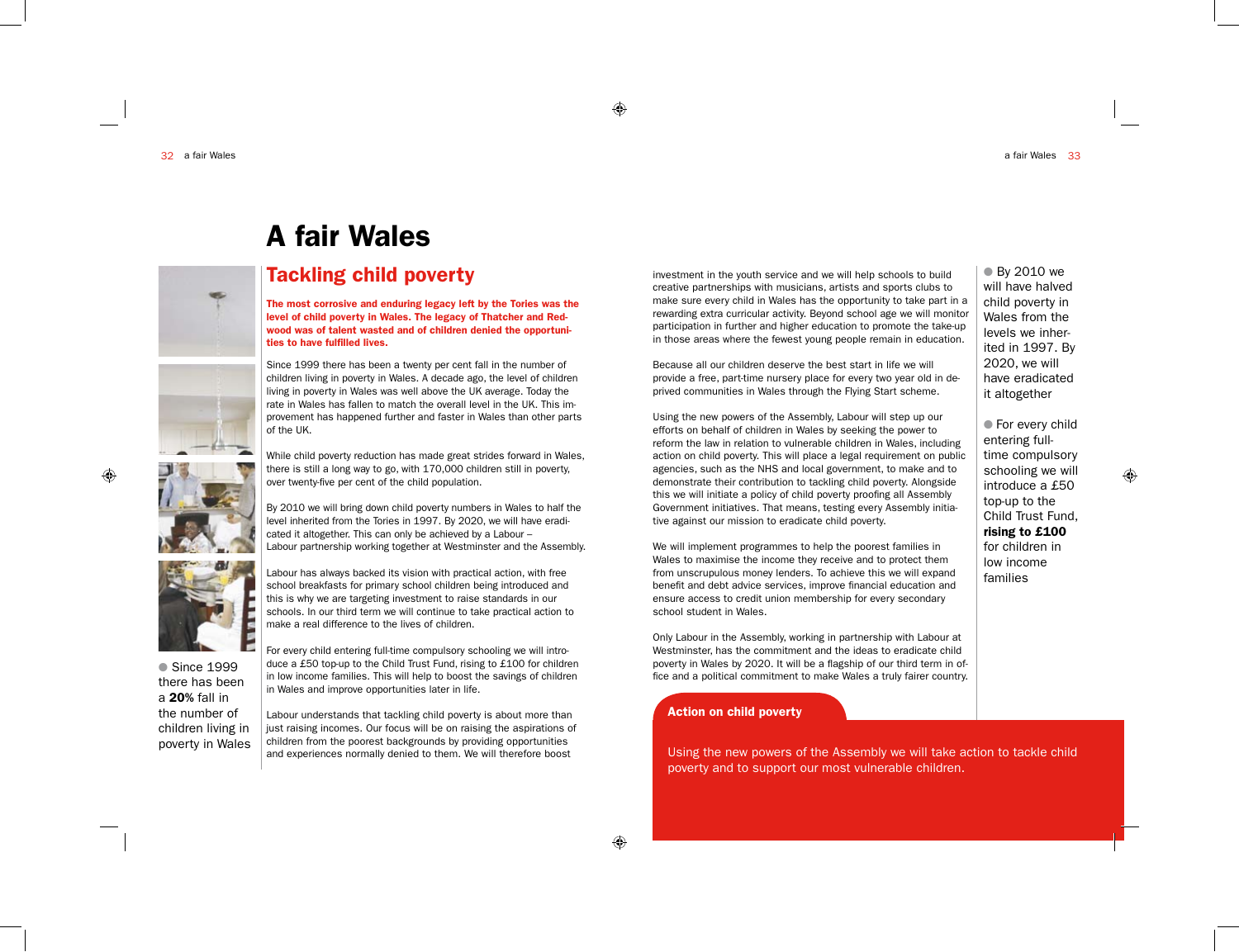# A fair Wales

## Tackling child poverty

**The most corrosive and enduring legacy left by the Tories was the level of child poverty in Wales. The legacy of Thatcher and Redwood was of talent wasted and of children denied the opportunities to have fulfilled lives.**

Since 1999 there has been a twenty per cent fall in the number of children living in poverty in Wales. A decade ago, the level of children living in poverty in Wales was well above the UK average. Today the rate in Wales has fallen to match the overall level in the UK. This improvement has happened further and faster in Wales than other parts of the UK.

While child poverty reduction has made great strides forward in Wales, there is still a long way to go, with 170,000 children still in poverty, over twenty-five per cent of the child population.

By 2010 we will bring down child poverty numbers in Wales to half the level inherited from the Tories in 1997. By 2020, we will have eradicated it altogether. This can only be achieved by a Labour – Labour partnership working together at Westminster and the Assembly.

Labour has always backed its vision with practical action, with free school breakfasts for primary school children being introduced and this is why we are targeting investment to raise standards in our schools. In our third term we will continue to take practical action to make a real difference to the lives of children.

For every child entering full-time compulsory schooling we will introduce a £50 top-up to the Child Trust Fund, rising to £100 for children in low income families. This will help to boost the savings of children in Wales and improve opportunities later in life.

Labour understands that tackling child poverty is about more than just raising incomes. Our focus will be on raising the aspirations of children from the poorest backgrounds by providing opportunities and experiences normally denied to them. We will therefore boost investment in the youth service and we will help schools to build creative partnerships with musicians, artists and sports clubs to make sure every child in Wales has the opportunity to take part in a rewarding extra curricular activity. Beyond school age we will monitor participation in further and higher education to promote the take-up in those areas where the fewest young people remain in education.

Because all our children deserve the best start in life we will provide a free, part-time nursery place for every two year old in deprived communities in Wales through the Flying Start scheme.

Using the new powers of the Assembly, Labour will step up our efforts on behalf of children in Wales by seeking the power to reform the law in relation to vulnerable children in Wales, including action on child poverty. This will place a legal requirement on public agencies, such as the NHS and local government, to make and to demonstrate their contribution to tackling child poverty. Alongside this we will initiate a policy of child poverty proofing all Assembly Government initiatives. That means, testing every Assembly initiative against our mission to eradicate child poverty.

We will implement programmes to help the poorest families in Wales to maximise the income they receive and to protect them from unscrupulous money lenders. To achieve this we will expand benefit and debt advice services, improve financial education and ensure access to credit union membership for every secondary school student in Wales.

Only Labour in the Assembly, working in partnership with Labour at Westminster, has the commitment and the ideas to eradicate child poverty in Wales by 2020. It will be a flagship of our third term in office and a political commitment to make Wales a truly fairer country.

- Since 1999 there has been a **20%** fall in the number of children living in poverty in Wales

- By 2010 we will have halved child poverty in Wales from the levels we inherited in 1997. By 2020, we will have eradicated it altogether

- For every child entering full-time compulsory schooling we will introduce a £50 top-up to the Child Trust Fund, **rising to £100** for children in low income families

**Action on child poverty**

Using the new powers of the Assembly we will take action to tackle child poverty and to support our most vulnerable children.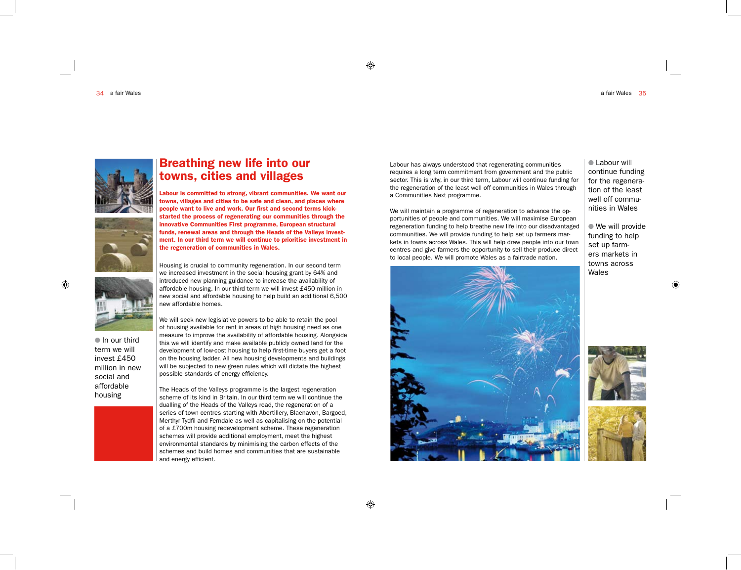# Breathing new life into our towns, cities and villages

**Labour is committed to strong, vibrant communities. We want our towns, villages and cities to be safe and clean, and places where people want to live and work. Our first and second terms kick-started the process of regenerating our communities through the innovative Communities First programme, European structural funds, renewal areas and through the Heads of the Valleys investment. In our third term we will continue to prioritise investment in the regeneration of communities in Wales.**

Housing is crucial to community regeneration. In our second term we increased investment in the social housing grant by 64% and introduced new planning guidance to increase the availability of affordable housing. In our third term we will invest £450 million in new social and affordable housing to help build an additional 6,500 new affordable homes.

We will seek new legislative powers to be able to retain the pool of housing available for rent in areas of high housing need as one measure to improve the availability of affordable housing. Alongside this we will identify and make available publicly owned land for the development of low-cost housing to help first-time buyers get a foot on the housing ladder. All new housing developments and buildings will be subjected to new green rules which will dictate the highest possible standards of energy efficiency.

The Heads of the Valleys programme is the largest regeneration scheme of its kind in Britain. In our third term we will continue the dualling of the Heads of the Valleys road, the regeneration of a series of town centres starting with Abertillery, Blaenavon, Bargoed, Merthyr Tydfil and Ferndale as well as capitalising on the potential of a £700m housing redevelopment scheme. These regeneration schemes will provide additional employment, meet the highest environmental standards by minimising the carbon effects of the schemes and build homes and communities that are sustainable and energy efficient.

- In our third term we will invest £450 million in new social and affordable housing

Labour has always understood that regenerating communities requires a long term commitment from government and the public sector. This is why, in our third term, Labour will continue funding for the regeneration of the least well off communities in Wales through a Communities Next programme.

We will maintain a programme of regeneration to advance the opportunities of people and communities. We will maximise European regeneration funding to help breathe new life into our disadvantaged communities. We will provide funding to help set up farmers markets in towns across Wales. This will help draw people into our town centres and give farmers the opportunity to sell their produce direct to local people. We will promote Wales as a fairtrade nation.

- Labour will continue funding for the regeneration of the least well off communities in Wales

- We will provide funding to help set up farmers markets in towns across Wales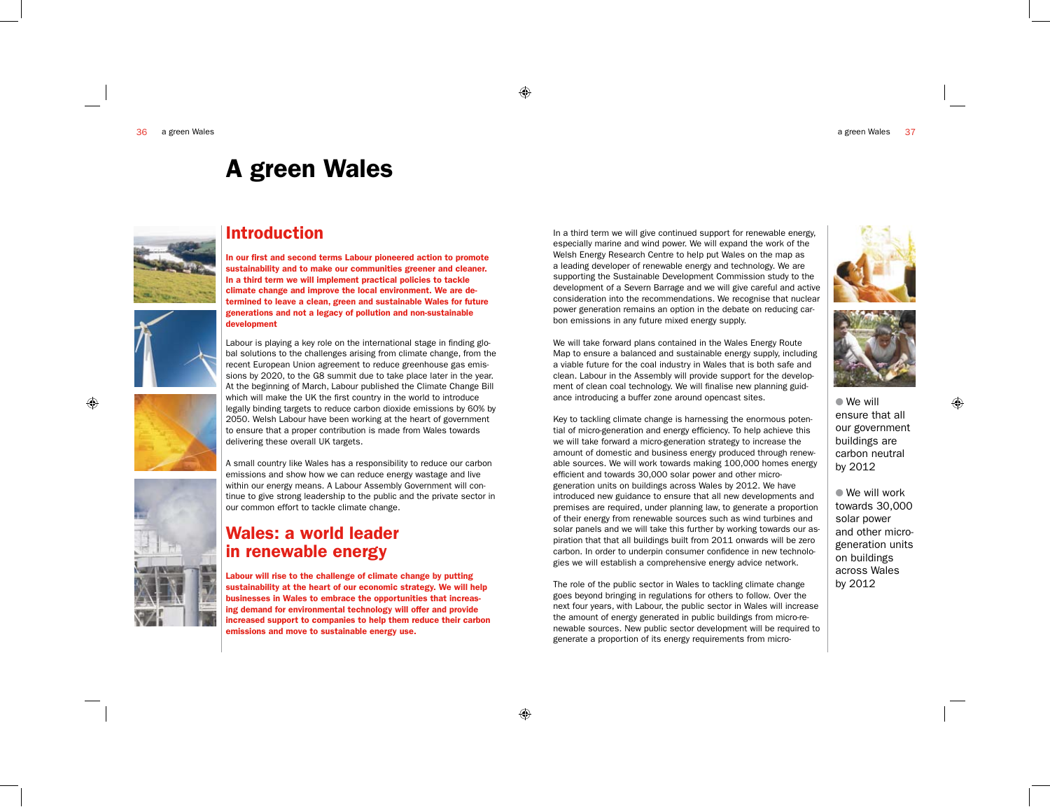# A green Wales

## Introduction

**In our first and second terms Labour pioneered action to promote sustainability and to make our communities greener and cleaner. In a third term we will implement practical policies to tackle climate change and improve the local environment. We are determined to leave a clean, green and sustainable Wales for future generations and not a legacy of pollution and non-sustainable development**

Labour is playing a key role on the international stage in finding global solutions to the challenges arising from climate change, from the recent European Union agreement to reduce greenhouse gas emissions by 2020, to the G8 summit due to take place later in the year. At the beginning of March, Labour published the Climate Change Bill which will make the UK the first country in the world to introduce legally binding targets to reduce carbon dioxide emissions by 60% by 2050. Welsh Labour have been working at the heart of government to ensure that a proper contribution is made from Wales towards delivering these overall UK targets.

A small country like Wales has a responsibility to reduce our carbon emissions and show how we can reduce energy wastage and live within our energy means. A Labour Assembly Government will continue to give strong leadership to the public and the private sector in our common effort to tackle climate change.

## Wales: a world leader in renewable energy

**Labour will rise to the challenge of climate change by putting sustainability at the heart of our economic strategy. We will help businesses in Wales to embrace the opportunities that increasing demand for environmental technology will offer and provide increased support to companies to help them reduce their carbon emissions and move to sustainable energy use.**

In a third term we will give continued support for renewable energy, especially marine and wind power. We will expand the work of the Welsh Energy Research Centre to help put Wales on the map as a leading developer of renewable energy and technology. We are supporting the Sustainable Development Commission study to the development of a Severn Barrage and we will give careful and active consideration into the recommendations. We recognise that nuclear power generation remains an option in the debate on reducing carbon emissions in any future mixed energy supply.

We will take forward plans contained in the Wales Energy Route Map to ensure a balanced and sustainable energy supply, including a viable future for the coal industry in Wales that is both safe and clean. Labour in the Assembly will provide support for the development of clean coal technology. We will finalise new planning guidance introducing a buffer zone around opencast sites.

Key to tackling climate change is harnessing the enormous potential of micro-generation and energy efficiency. To help achieve this we will take forward a micro-generation strategy to increase the amount of domestic and business energy produced through renewable sources. We will work towards making 100,000 homes energy efficient and towards 30,000 solar power and other micro-generation units on buildings across Wales by 2012. We have introduced new guidance to ensure that all new developments and premises are required, under planning law, to generate a proportion of their energy from renewable sources such as wind turbines and solar panels and we will take this further by working towards our aspiration that that all buildings built from 2011 onwards will be zero carbon. In order to underpin consumer confidence in new technologies we will establish a comprehensive energy advice network.

The role of the public sector in Wales to tackling climate change goes beyond bringing in regulations for others to follow. Over the next four years, with Labour, the public sector in Wales will increase the amount of energy generated in public buildings from micro-renewable sources. New public sector development will be required to generate a proportion of its energy requirements from micro-

- We will ensure that all our government buildings are carbon neutral by 2012

- We will work towards 30,000 solar power and other micro-generation units on buildings across Wales by 2012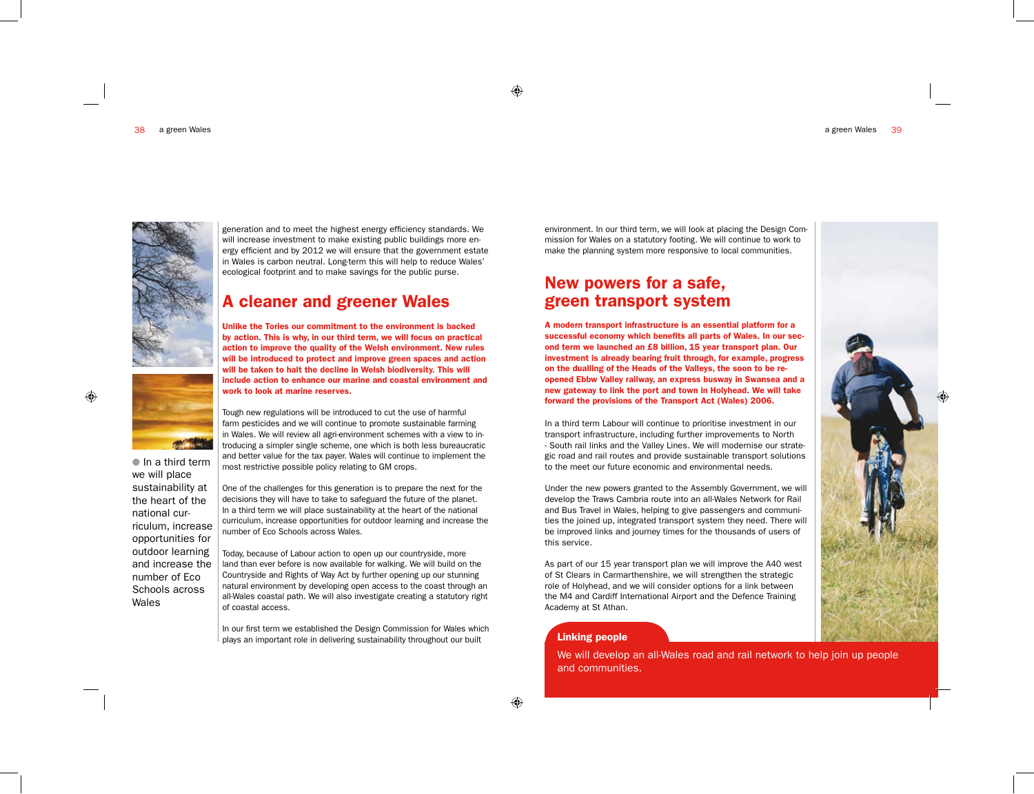In a third term we will place sustainability at the heart of the national curriculum, increase opportunities for outdoor learning and increase the number of Eco Schools across Wales

generation and to meet the highest energy efficiency standards. We will increase investment to make existing public buildings more energy efficient and by 2012 we will ensure that the government estate in Wales is carbon neutral. Long-term this will help to reduce Wales' ecological footprint and to make savings for the public purse.

## A cleaner and greener Wales

**Unlike the Tories our commitment to the environment is backed by action. This is why, in our third term, we will focus on practical action to improve the quality of the Welsh environment. New rules will be introduced to protect and improve green spaces and action will be taken to halt the decline in Welsh biodiversity. This will include action to enhance our marine and coastal environment and work to look at marine reserves.**

Tough new regulations will be introduced to cut the use of harmful farm pesticides and we will continue to promote sustainable farming in Wales. We will review all agri-environment schemes with a view to introducing a simpler single scheme, one which is both less bureaucratic and better value for the tax payer. Wales will continue to implement the most restrictive possible policy relating to GM crops.

One of the challenges for this generation is to prepare the next for the decisions they will have to take to safeguard the future of the planet. In a third term we will place sustainability at the heart of the national curriculum, increase opportunities for outdoor learning and increase the number of Eco Schools across Wales.

Today, because of Labour action to open up our countryside, more land than ever before is now available for walking. We will build on the Countryside and Rights of Way Act by further opening up our stunning natural environment by developing open access to the coast through an all-Wales coastal path. We will also investigate creating a statutory right of coastal access.

In our first term we established the Design Commission for Wales which plays an important role in delivering sustainability throughout our built environment. In our third term, we will look at placing the Design Commission for Wales on a statutory footing. We will continue to work to make the planning system more responsive to local communities.

## New powers for a safe, green transport system

**A modern transport infrastructure is an essential platform for a successful economy which benefits all parts of Wales. In our second term we launched an £8 billion, 15 year transport plan. Our investment is already bearing fruit through, for example, progress on the dualling of the Heads of the Valleys, the soon to be re-opened Ebbw Valley railway, an express busway in Swansea and a new gateway to link the port and town in Holyhead. We will take forward the provisions of the Transport Act (Wales) 2006.**

In a third term Labour will continue to prioritise investment in our transport infrastructure, including further improvements to North - South rail links and the Valley Lines. We will modernise our strategic road and rail routes and provide sustainable transport solutions to the meet our future economic and environmental needs.

Under the new powers granted to the Assembly Government, we will develop the Traws Cambria route into an all-Wales Network for Rail and Bus Travel in Wales, helping to give passengers and communities the joined up, integrated transport system they need. There will be improved links and journey times for the thousands of users of this service.

As part of our 15 year transport plan we will improve the A40 west of St Clears in Carmarthenshire, we will strengthen the strategic role of Holyhead, and we will consider options for a link between the M4 and Cardiff International Airport and the Defence Training Academy at St Athan.

**Linking people**

We will develop an all-Wales road and rail network to help join up people and communities.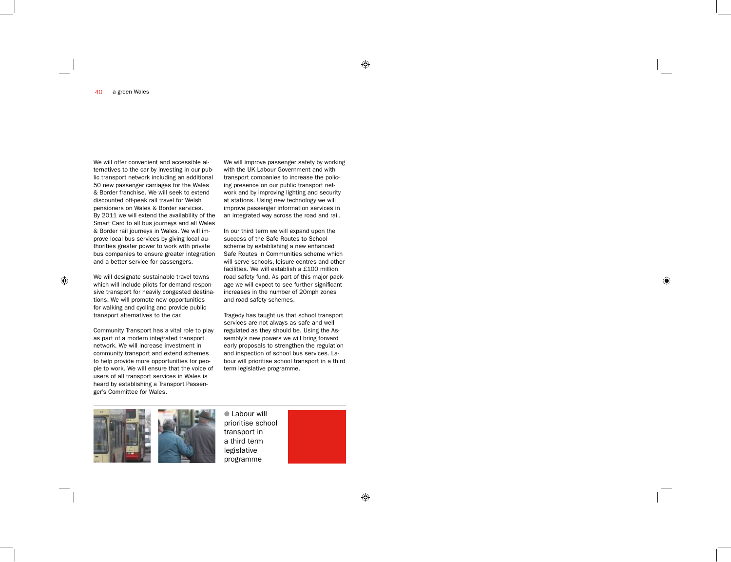We will offer convenient and accessible alternatives to the car by investing in our public transport network including an additional 50 new passenger carriages for the Wales & Border franchise. We will seek to extend discounted off-peak rail travel for Welsh pensioners on Wales & Border services. By 2011 we will extend the availability of the Smart Card to all bus journeys and all Wales & Border rail journeys in Wales. We will improve local bus services by giving local authorities greater power to work with private bus companies to ensure greater integration and a better service for passengers.

We will designate sustainable travel towns which will include pilots for demand responsive transport for heavily congested destinations. We will promote new opportunities for walking and cycling and provide public transport alternatives to the car.

Community Transport has a vital role to play as part of a modern integrated transport network. We will increase investment in community transport and extend schemes to help provide more opportunities for people to work. We will ensure that the voice of users of all transport services in Wales is heard by establishing a Transport Passenger's Committee for Wales.

We will improve passenger safety by working with the UK Labour Government and with transport companies to increase the policing presence on our public transport network and by improving lighting and security at stations. Using new technology we will improve passenger information services in an integrated way across the road and rail.

In our third term we will expand upon the success of the Safe Routes to School scheme by establishing a new enhanced Safe Routes in Communities scheme which will serve schools, leisure centres and other facilities. We will establish a £100 million road safety fund. As part of this major package we will expect to see further significant increases in the number of 20mph zones and road safety schemes.

Tragedy has taught us that school transport services are not always as safe and well regulated as they should be. Using the Assembly's new powers we will bring forward early proposals to strengthen the regulation and inspection of school bus services. Labour will prioritise school transport in a third term legislative programme.

● Labour will prioritise school transport in a third term legislative programme